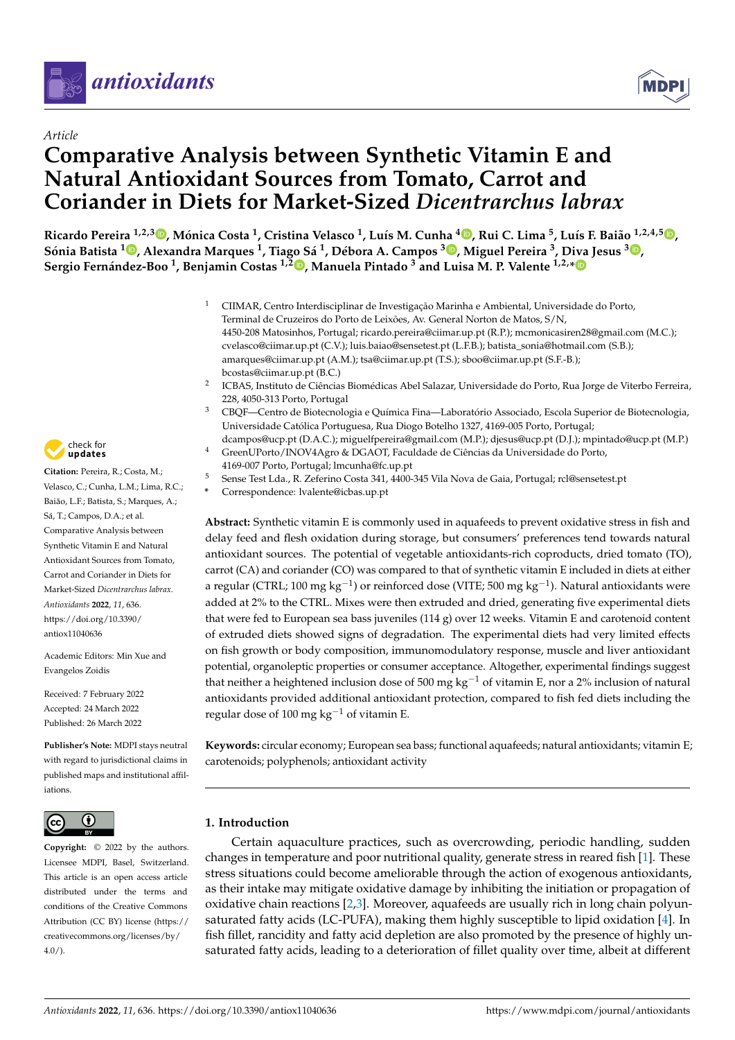*Article*

# Comparative Analysis between Synthetic Vitamin E and Natural Antioxidant Sources from Tomato, Carrot and Coriander in Diets for Market-Sized *Dicentrarchus labrax*

**Ricardo Pereira [1,2,3], Mónica Costa [1], Cristina Velasco [1], Luís M. Cunha [4], Rui C. Lima [5], Luís F. Baião [1,2,4,5], Sónia Batista [1], Alexandra Marques [1], Tiago Sá [1], Débora A. Campos [3], Miguel Pereira [3], Diva Jesus [3], Sergio Fernández-Boo [1], Benjamin Costas [1,2], Manuela Pintado [3] and Luisa M. P. Valente [1,2,*]**

[1] CIIMAR, Centro Interdisciplinar de Investigação Marinha e Ambiental, Universidade do Porto, Terminal de Cruzeiros do Porto de Leixões, Av. General Norton de Matos, S/N, 4450-208 Matosinhos, Portugal; ricardo.pereira@ciimar.up.pt (R.P.); mcmonicasiren28@gmail.com (M.C.); cvelasco@ciimar.up.pt (C.V.); luis.baiao@sensetest.pt (L.F.B.); batista_sonia@hotmail.com (S.B.); amarques@ciimar.up.pt (A.M.); tsa@ciimar.up.pt (T.S.); sboo@ciimar.up.pt (S.F.-B.); bcostas@ciimar.up.pt (B.C.)

[2] ICBAS, Instituto de Ciências Biomédicas Abel Salazar, Universidade do Porto, Rua Jorge de Viterbo Ferreira, 228, 4050-313 Porto, Portugal

[3] CBQF—Centro de Biotecnologia e Química Fina—Laboratório Associado, Escola Superior de Biotecnologia, Universidade Católica Portuguesa, Rua Diogo Botelho 1327, 4169-005 Porto, Portugal; dcampos@ucp.pt (D.A.C.); miguelfpereira@gmail.com (M.P.); djesus@ucp.pt (D.J.); mpintado@ucp.pt (M.P.)

[4] GreenUPorto/INOV4Agro & DGAOT, Faculdade de Ciências da Universidade do Porto, 4169-007 Porto, Portugal; lmcunha@fc.up.pt

[5] Sense Test Lda., R. Zeferino Costa 341, 4400-345 Vila Nova de Gaia, Portugal; rcl@sensetest.pt

\* Correspondence: lvalente@icbas.up.pt

**Citation:** Pereira, R.; Costa, M.; Velasco, C.; Cunha, L.M.; Lima, R.C.; Baião, L.F.; Batista, S.; Marques, A.; Sá, T.; Campos, D.A.; et al. Comparative Analysis between Synthetic Vitamin E and Natural Antioxidant Sources from Tomato, Carrot and Coriander in Diets for Market-Sized *Dicentrarchus labrax*. *Antioxidants* **2022**, *11*, 636. https://doi.org/10.3390/antiox11040636

Academic Editors: Min Xue and Evangelos Zoidis

Received: 7 February 2022
Accepted: 24 March 2022
Published: 26 March 2022

**Publisher's Note:** MDPI stays neutral with regard to jurisdictional claims in published maps and institutional affiliations.

**Copyright:** © 2022 by the authors. Licensee MDPI, Basel, Switzerland. This article is an open access article distributed under the terms and conditions of the Creative Commons Attribution (CC BY) license (https://creativecommons.org/licenses/by/4.0/).

**Abstract:** Synthetic vitamin E is commonly used in aquafeeds to prevent oxidative stress in fish and delay feed and flesh oxidation during storage, but consumers' preferences tend towards natural antioxidant sources. The potential of vegetable antioxidants-rich coproducts, dried tomato (TO), carrot (CA) and coriander (CO) was compared to that of synthetic vitamin E included in diets at either a regular (CTRL; 100 mg $kg^{-1}$) or reinforced dose (VITE; 500 mg $kg^{-1}$). Natural antioxidants were added at 2% to the CTRL. Mixes were then extruded and dried, generating five experimental diets that were fed to European sea bass juveniles (114 g) over 12 weeks. Vitamin E and carotenoid content of extruded diets showed signs of degradation. The experimental diets had very limited effects on fish growth or body composition, immunomodulatory response, muscle and liver antioxidant potential, organoleptic properties or consumer acceptance. Altogether, experimental findings suggest that neither a heightened inclusion dose of 500 mg $kg^{-1}$ of vitamin E, nor a 2% inclusion of natural antioxidants provided additional antioxidant protection, compared to fish fed diets including the regular dose of 100 mg $kg^{-1}$ of vitamin E.

**Keywords:** circular economy; European sea bass; functional aquafeeds; natural antioxidants; vitamin E; carotenoids; polyphenols; antioxidant activity

## 1. Introduction

Certain aquaculture practices, such as overcrowding, periodic handling, sudden changes in temperature and poor nutritional quality, generate stress in reared fish [1]. These stress situations could become ameliorable through the action of exogenous antioxidants, as their intake may mitigate oxidative damage by inhibiting the initiation or propagation of oxidative chain reactions [2,3]. Moreover, aquafeeds are usually rich in long chain polyunsaturated fatty acids (LC-PUFA), making them highly susceptible to lipid oxidation [4]. In fish fillet, rancidity and fatty acid depletion are also promoted by the presence of highly unsaturated fatty acids, leading to a deterioration of fillet quality over time, albeit at different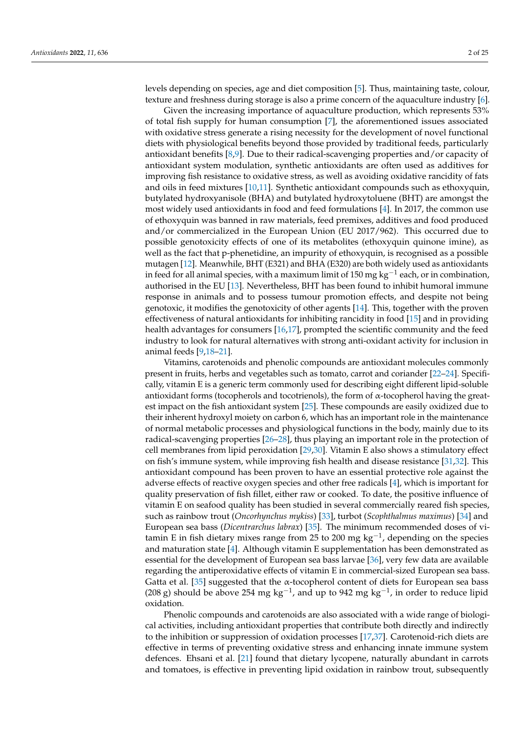levels depending on species, age and diet composition [5]. Thus, maintaining taste, colour, texture and freshness during storage is also a prime concern of the aquaculture industry [6].

Given the increasing importance of aquaculture production, which represents 53% of total fish supply for human consumption [7], the aforementioned issues associated with oxidative stress generate a rising necessity for the development of novel functional diets with physiological benefits beyond those provided by traditional feeds, particularly antioxidant benefits [8,9]. Due to their radical-scavenging properties and/or capacity of antioxidant system modulation, synthetic antioxidants are often used as additives for improving fish resistance to oxidative stress, as well as avoiding oxidative rancidity of fats and oils in feed mixtures [10,11]. Synthetic antioxidant compounds such as ethoxyquin, butylated hydroxyanisole (BHA) and butylated hydroxytoluene (BHT) are amongst the most widely used antioxidants in food and feed formulations [4]. In 2017, the common use of ethoxyquin was banned in raw materials, feed premixes, additives and food produced and/or commercialized in the European Union (EU 2017/962). This occurred due to possible genotoxicity effects of one of its metabolites (ethoxyquin quinone imine), as well as the fact that p-phenetidine, an impurity of ethoxyquin, is recognised as a possible mutagen [12]. Meanwhile, BHT (E321) and BHA (E320) are both widely used as antioxidants in feed for all animal species, with a maximum limit of 150 mg $kg^{-1}$ each, or in combination, authorised in the EU [13]. Nevertheless, BHT has been found to inhibit humoral immune response in animals and to possess tumour promotion effects, and despite not being genotoxic, it modifies the genotoxicity of other agents [14]. This, together with the proven effectiveness of natural antioxidants for inhibiting rancidity in food [15] and in providing health advantages for consumers [16,17], prompted the scientific community and the feed industry to look for natural alternatives with strong anti-oxidant activity for inclusion in animal feeds [9,18–21].

Vitamins, carotenoids and phenolic compounds are antioxidant molecules commonly present in fruits, herbs and vegetables such as tomato, carrot and coriander [22–24]. Specifically, vitamin E is a generic term commonly used for describing eight different lipid-soluble antioxidant forms (tocopherols and tocotrienols), the form of α-tocopherol having the greatest impact on the fish antioxidant system [25]. These compounds are easily oxidized due to their inherent hydroxyl moiety on carbon 6, which has an important role in the maintenance of normal metabolic processes and physiological functions in the body, mainly due to its radical-scavenging properties [26–28], thus playing an important role in the protection of cell membranes from lipid peroxidation [29,30]. Vitamin E also shows a stimulatory effect on fish's immune system, while improving fish health and disease resistance [31,32]. This antioxidant compound has been proven to have an essential protective role against the adverse effects of reactive oxygen species and other free radicals [4], which is important for quality preservation of fish fillet, either raw or cooked. To date, the positive influence of vitamin E on seafood quality has been studied in several commercially reared fish species, such as rainbow trout (*Oncorhynchus mykiss*) [33], turbot (*Scophthalmus maximus*) [34] and European sea bass (*Dicentrarchus labrax*) [35]. The minimum recommended doses of vitamin E in fish dietary mixes range from 25 to 200 mg $kg^{-1}$, depending on the species and maturation state [4]. Although vitamin E supplementation has been demonstrated as essential for the development of European sea bass larvae [36], very few data are available regarding the antiperoxidative effects of vitamin E in commercial-sized European sea bass. Gatta et al. [35] suggested that the α-tocopherol content of diets for European sea bass (208 g) should be above 254 mg $kg^{-1}$, and up to 942 mg $kg^{-1}$, in order to reduce lipid oxidation.

Phenolic compounds and carotenoids are also associated with a wide range of biological activities, including antioxidant properties that contribute both directly and indirectly to the inhibition or suppression of oxidation processes [17,37]. Carotenoid-rich diets are effective in terms of preventing oxidative stress and enhancing innate immune system defences. Ehsani et al. [21] found that dietary lycopene, naturally abundant in carrots and tomatoes, is effective in preventing lipid oxidation in rainbow trout, subsequently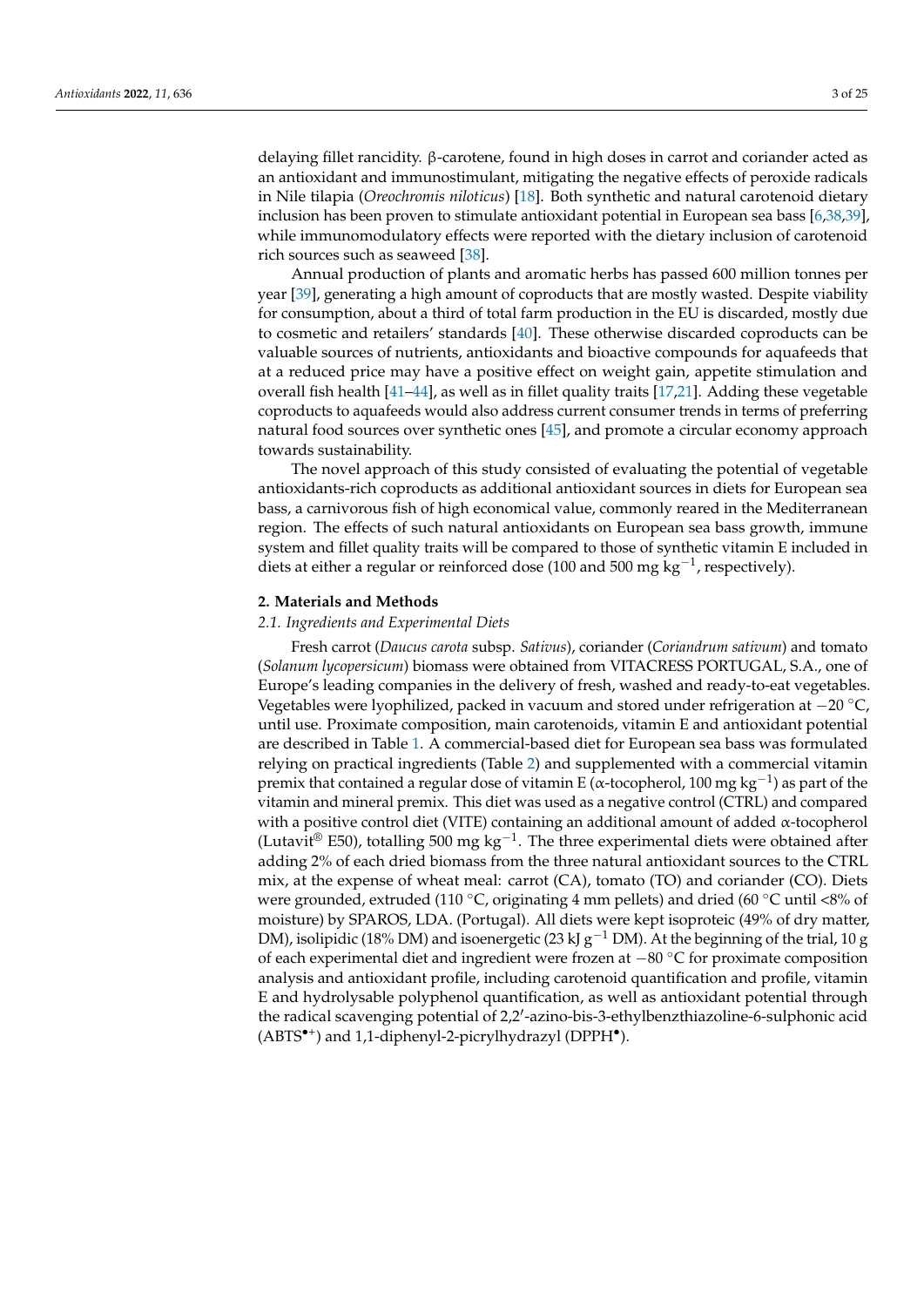delaying fillet rancidity. β-carotene, found in high doses in carrot and coriander acted as an antioxidant and immunostimulant, mitigating the negative effects of peroxide radicals in Nile tilapia (*Oreochromis niloticus*) [18]. Both synthetic and natural carotenoid dietary inclusion has been proven to stimulate antioxidant potential in European sea bass [6,38,39], while immunomodulatory effects were reported with the dietary inclusion of carotenoid rich sources such as seaweed [38].

Annual production of plants and aromatic herbs has passed 600 million tonnes per year [39], generating a high amount of coproducts that are mostly wasted. Despite viability for consumption, about a third of total farm production in the EU is discarded, mostly due to cosmetic and retailers' standards [40]. These otherwise discarded coproducts can be valuable sources of nutrients, antioxidants and bioactive compounds for aquafeeds that at a reduced price may have a positive effect on weight gain, appetite stimulation and overall fish health [41–44], as well as in fillet quality traits [17,21]. Adding these vegetable coproducts to aquafeeds would also address current consumer trends in terms of preferring natural food sources over synthetic ones [45], and promote a circular economy approach towards sustainability.

The novel approach of this study consisted of evaluating the potential of vegetable antioxidants-rich coproducts as additional antioxidant sources in diets for European sea bass, a carnivorous fish of high economical value, commonly reared in the Mediterranean region. The effects of such natural antioxidants on European sea bass growth, immune system and fillet quality traits will be compared to those of synthetic vitamin E included in diets at either a regular or reinforced dose (100 and 500 mg $kg^{-1}$, respectively).

## 2. Materials and Methods

### 2.1. Ingredients and Experimental Diets

Fresh carrot (*Daucus carota* subsp. *Sativus*), coriander (*Coriandrum sativum*) and tomato (*Solanum lycopersicum*) biomass were obtained from VITACRESS PORTUGAL, S.A., one of Europe's leading companies in the delivery of fresh, washed and ready-to-eat vegetables. Vegetables were lyophilized, packed in vacuum and stored under refrigeration at −20 °C, until use. Proximate composition, main carotenoids, vitamin E and antioxidant potential are described in Table 1. A commercial-based diet for European sea bass was formulated relying on practical ingredients (Table 2) and supplemented with a commercial vitamin premix that contained a regular dose of vitamin E (α-tocopherol, 100 mg $kg^{-1}$) as part of the vitamin and mineral premix. This diet was used as a negative control (CTRL) and compared with a positive control diet (VITE) containing an additional amount of added α-tocopherol (Lutavit® E50), totalling 500 mg $kg^{-1}$. The three experimental diets were obtained after adding 2% of each dried biomass from the three natural antioxidant sources to the CTRL mix, at the expense of wheat meal: carrot (CA), tomato (TO) and coriander (CO). Diets were grounded, extruded (110 °C, originating 4 mm pellets) and dried (60 °C until <8% of moisture) by SPAROS, LDA. (Portugal). All diets were kept isoproteic (49% of dry matter, DM), isolipidic (18% DM) and isoenergetic (23 kJ $g^{-1}$ DM). At the beginning of the trial, 10 g of each experimental diet and ingredient were frozen at −80 °C for proximate composition analysis and antioxidant profile, including carotenoid quantification and profile, vitamin E and hydrolysable polyphenol quantification, as well as antioxidant potential through the radical scavenging potential of 2,2′-azino-bis-3-ethylbenzthiazoline-6-sulphonic acid ($ABTS^{\bullet+}$) and 1,1-diphenyl-2-picrylhydrazyl ($DPPH^{\bullet}$).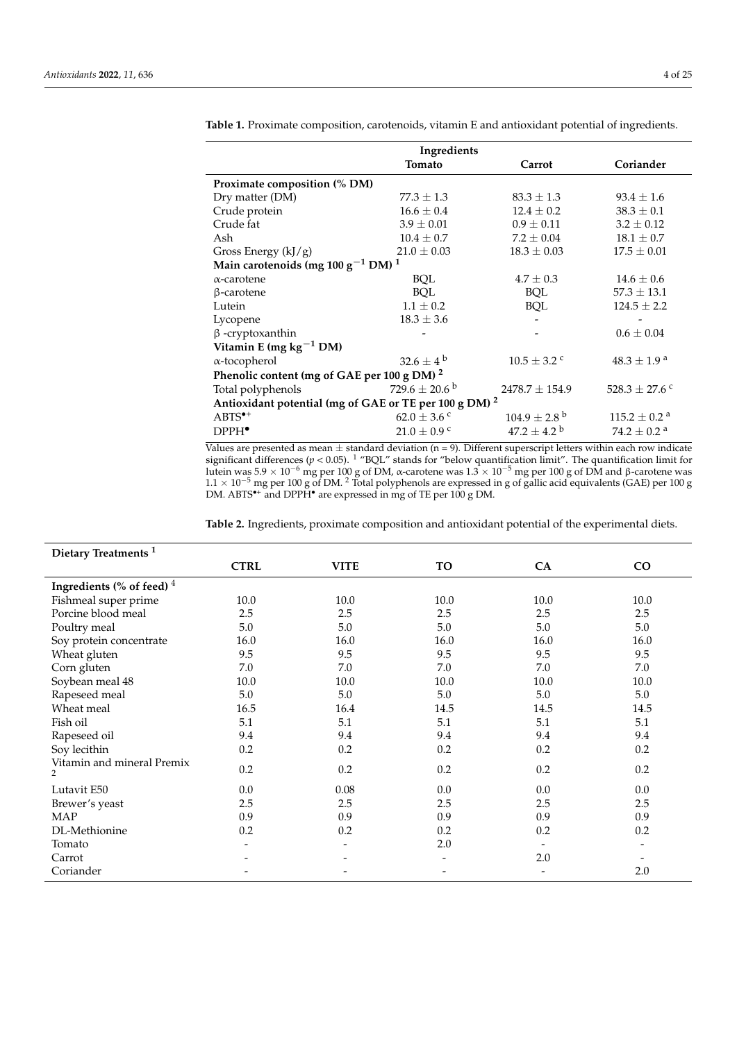**Table 1.** Proximate composition, carotenoids, vitamin E and antioxidant potential of ingredients.

| | Ingredients | | |
|---|---|---|---|
| | Tomato | Carrot | Coriander |
| **Proximate composition (% DM)** | | | |
| Dry matter (DM) | 77.3 ± 1.3 | 83.3 ± 1.3 | 93.4 ± 1.6 |
| Crude protein | 16.6 ± 0.4 | 12.4 ± 0.2 | 38.3 ± 0.1 |
| Crude fat | 3.9 ± 0.01 | 0.9 ± 0.11 | 3.2 ± 0.12 |
| Ash | 10.4 ± 0.7 | 7.2 ± 0.04 | 18.1 ± 0.7 |
| Gross Energy (kJ/g) | 21.0 ± 0.03 | 18.3 ± 0.03 | 17.5 ± 0.01 |
| **Main carotenoids (mg 100 $g^{-1}$ DM) [1]** | | | |
| α-carotene | BQL | 4.7 ± 0.3 | 14.6 ± 0.6 |
| β-carotene | BQL | BQL | 57.3 ± 13.1 |
| Lutein | 1.1 ± 0.2 | BQL | 124.5 ± 2.2 |
| Lycopene | 18.3 ± 3.6 | - | - |
| β -cryptoxanthin | - | - | 0.6 ± 0.04 |
| **Vitamin E (mg $kg^{-1}$ DM)** | | | |
| α-tocopherol | 32.6 ± 4 [b] | 10.5 ± 3.2 [c] | 48.3 ± 1.9 [a] |
| **Phenolic content (mg of GAE per 100 g DM) [2]** | | | |
| Total polyphenols | 729.6 ± 20.6 [b] | 2478.7 ± 154.9 | 528.3 ± 27.6 [c] |
| **Antioxidant potential (mg of GAE or TE per 100 g DM) [2]** | | | |
| $ABTS^{•+}$ | 62.0 ± 3.6 [c] | 104.9 ± 2.8 [b] | 115.2 ± 0.2 [a] |
| $DPPH^{•}$ | 21.0 ± 0.9 [c] | 47.2 ± 4.2 [b] | 74.2 ± 0.2 [a] |

Values are presented as mean ± standard deviation (n = 9). Different superscript letters within each row indicate significant differences ($p < 0.05$). [1] "BQL" stands for "below quantification limit". The quantification limit for lutein was $5.9 \times 10^{-6}$ mg per 100 g of DM, α-carotene was $1.3 \times 10^{-5}$ mg per 100 g of DM and β-carotene was $1.1 \times 10^{-5}$ mg per 100 g of DM. [2] Total polyphenols are expressed in g of gallic acid equivalents (GAE) per 100 g DM. $ABTS^{•+}$ and $DPPH^{•}$ are expressed in mg of TE per 100 g DM.

**Table 2.** Ingredients, proximate composition and antioxidant potential of the experimental diets.

| Dietary Treatments [1] | | | | | |
|---|---|---|---|---|---|
| | CTRL | VITE | TO | CA | CO |
| **Ingredients (% of feed) [4]** | | | | | |
| Fishmeal super prime | 10.0 | 10.0 | 10.0 | 10.0 | 10.0 |
| Porcine blood meal | 2.5 | 2.5 | 2.5 | 2.5 | 2.5 |
| Poultry meal | 5.0 | 5.0 | 5.0 | 5.0 | 5.0 |
| Soy protein concentrate | 16.0 | 16.0 | 16.0 | 16.0 | 16.0 |
| Wheat gluten | 9.5 | 9.5 | 9.5 | 9.5 | 9.5 |
| Corn gluten | 7.0 | 7.0 | 7.0 | 7.0 | 7.0 |
| Soybean meal 48 | 10.0 | 10.0 | 10.0 | 10.0 | 10.0 |
| Rapeseed meal | 5.0 | 5.0 | 5.0 | 5.0 | 5.0 |
| Wheat meal | 16.5 | 16.4 | 14.5 | 14.5 | 14.5 |
| Fish oil | 5.1 | 5.1 | 5.1 | 5.1 | 5.1 |
| Rapeseed oil | 9.4 | 9.4 | 9.4 | 9.4 | 9.4 |
| Soy lecithin | 0.2 | 0.2 | 0.2 | 0.2 | 0.2 |
| Vitamin and mineral Premix [2] | 0.2 | 0.2 | 0.2 | 0.2 | 0.2 |
| Lutavit E50 | 0.0 | 0.08 | 0.0 | 0.0 | 0.0 |
| Brewer's yeast | 2.5 | 2.5 | 2.5 | 2.5 | 2.5 |
| MAP | 0.9 | 0.9 | 0.9 | 0.9 | 0.9 |
| DL-Methionine | 0.2 | 0.2 | 0.2 | 0.2 | 0.2 |
| Tomato | - | - | 2.0 | - | - |
| Carrot | - | - | - | 2.0 | - |
| Coriander | - | - | - | - | 2.0 |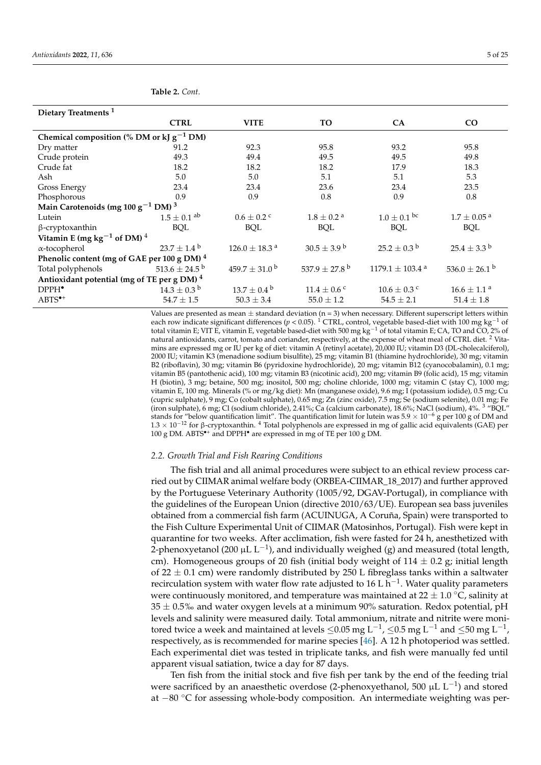**Table 2.** *Cont.*

| Dietary Treatments [1] | | | | | |
|---|---|---|---|---|---|
| | **CTRL** | **VITE** | **TO** | **CA** | **CO** |
| **Chemical composition (% DM or kJ $g^{-1}$ DM)** | | | | | |
| Dry matter | 91.2 | 92.3 | 95.8 | 93.2 | 95.8 |
| Crude protein | 49.3 | 49.4 | 49.5 | 49.5 | 49.8 |
| Crude fat | 18.2 | 18.2 | 18.2 | 17.9 | 18.3 |
| Ash | 5.0 | 5.0 | 5.1 | 5.1 | 5.3 |
| Gross Energy | 23.4 | 23.4 | 23.6 | 23.4 | 23.5 |
| Phosphorous | 0.9 | 0.9 | 0.8 | 0.9 | 0.8 |
| **Main Carotenoids (mg 100 $g^{-1}$ DM) [3]** | | | | | |
| Lutein | $1.5 \pm 0.1^{ab}$ | $0.6 \pm 0.2^{c}$ | $1.8 \pm 0.2^{a}$ | $1.0 \pm 0.1^{bc}$ | $1.7 \pm 0.05^{a}$ |
| β-cryptoxanthin | BQL | BQL | BQL | BQL | BQL |
| **Vitamin E (mg $kg^{-1}$ of DM) [4]** | | | | | |
| α-tocopherol | $23.7 \pm 1.4^{b}$ | $126.0 \pm 18.3^{a}$ | $30.5 \pm 3.9^{b}$ | $25.2 \pm 0.3^{b}$ | $25.4 \pm 3.3^{b}$ |
| **Phenolic content (mg of GAE per 100 g DM) [4]** | | | | | |
| Total polyphenols | $513.6 \pm 24.5^{b}$ | $459.7 \pm 31.0^{b}$ | $537.9 \pm 27.8^{b}$ | $1179.1 \pm 103.4^{a}$ | $536.0 \pm 26.1^{b}$ |
| **Antioxidant potential (mg of TE per g DM) [4]** | | | | | |
| $DPPH^{\bullet}$ | $14.3 \pm 0.3^{b}$ | $13.7 \pm 0.4^{b}$ | $11.4 \pm 0.6^{c}$ | $10.6 \pm 0.3^{c}$ | $16.6 \pm 1.1^{a}$ |
| $ABTS^{\bullet+}$ | $54.7 \pm 1.5$ | $50.3 \pm 3.4$ | $55.0 \pm 1.2$ | $54.5 \pm 2.1$ | $51.4 \pm 1.8$ |

Values are presented as mean ± standard deviation (n = 3) when necessary. Different superscript letters within each row indicate significant differences ($p < 0.05$). [1] CTRL, control, vegetable based-diet with 100 mg $kg^{-1}$ of total vitamin E; VIT E, vitamin E, vegetable based-diet with 500 mg $kg^{-1}$ of total vitamin E; CA, TO and CO, 2% of natural antioxidants, carrot, tomato and coriander, respectively, at the expense of wheat meal of CTRL diet. [2] Vitamins are expressed mg or IU per kg of diet: vitamin A (retinyl acetate), 20,000 IU; vitamin D3 (DL-cholecalciferol), 2000 IU; vitamin K3 (menadione sodium bisulfite), 25 mg; vitamin B1 (thiamine hydrochloride), 30 mg; vitamin B2 (riboflavin), 30 mg; vitamin B6 (pyridoxine hydrochloride), 20 mg; vitamin B12 (cyanocobalamin), 0.1 mg; vitamin B5 (pantothenic acid), 100 mg; vitamin B3 (nicotinic acid), 200 mg; vitamin B9 (folic acid), 15 mg; vitamin H (biotin), 3 mg; betaine, 500 mg; inositol, 500 mg; choline chloride, 1000 mg; vitamin C (stay C), 1000 mg; vitamin E, 100 mg. Minerals (% or mg/kg diet): Mn (manganese oxide), 9.6 mg; I (potassium iodide), 0.5 mg; Cu (cupric sulphate), 9 mg; Co (cobalt sulphate), 0.65 mg; Zn (zinc oxide), 7.5 mg; Se (sodium selenite), 0.01 mg; Fe (iron sulphate), 6 mg; Cl (sodium chloride), 2.41%; Ca (calcium carbonate), 18.6%; NaCl (sodium), 4%. [3] "BQL" stands for "below quantification limit". The quantification limit for lutein was $5.9 \times 10^{-6}$ g per 100 g of DM and $1.3 \times 10^{-12}$ for β-cryptoxanthin. [4] Total polyphenols are expressed in mg of gallic acid equivalents (GAE) per 100 g DM. $ABTS^{\bullet+}$ and $DPPH^{\bullet}$ are expressed in mg of TE per 100 g DM.

### *2.2. Growth Trial and Fish Rearing Conditions*

The fish trial and all animal procedures were subject to an ethical review process carried out by CIIMAR animal welfare body (ORBEA-CIIMAR_18_2017) and further approved by the Portuguese Veterinary Authority (1005/92, DGAV-Portugal), in compliance with the guidelines of the European Union (directive 2010/63/UE). European sea bass juveniles obtained from a commercial fish farm (ACUINUGA, A Coruña, Spain) were transported to the Fish Culture Experimental Unit of CIIMAR (Matosinhos, Portugal). Fish were kept in quarantine for two weeks. After acclimation, fish were fasted for 24 h, anesthetized with 2-phenoxyetanol (200 μL $L^{-1}$), and individually weighed (g) and measured (total length, cm). Homogeneous groups of 20 fish (initial body weight of 114 ± 0.2 g; initial length of 22 ± 0.1 cm) were randomly distributed by 250 L fibreglass tanks within a saltwater recirculation system with water flow rate adjusted to 16 L $h^{-1}$. Water quality parameters were continuously monitored, and temperature was maintained at 22 ± 1.0 °C, salinity at 35 ± 0.5‰ and water oxygen levels at a minimum 90% saturation. Redox potential, pH levels and salinity were measured daily. Total ammonium, nitrate and nitrite were monitored twice a week and maintained at levels ≤0.05 mg $L^{-1}$, ≤0.5 mg $L^{-1}$ and ≤50 mg $L^{-1}$, respectively, as is recommended for marine species [46]. A 12 h photoperiod was settled. Each experimental diet was tested in triplicate tanks, and fish were manually fed until apparent visual satiation, twice a day for 87 days.

Ten fish from the initial stock and five fish per tank by the end of the feeding trial were sacrificed by an anaesthetic overdose (2-phenoxyethanol, 500 μL $L^{-1}$) and stored at −80 °C for assessing whole-body composition. An intermediate weighting was per-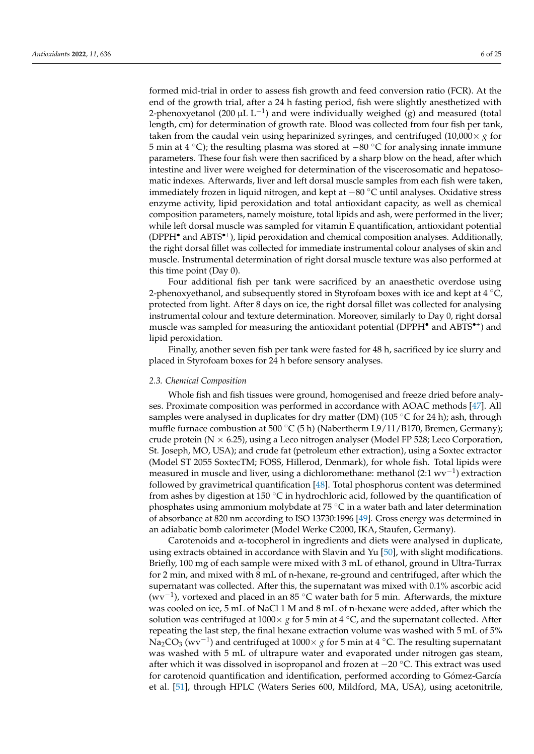formed mid-trial in order to assess fish growth and feed conversion ratio (FCR). At the end of the growth trial, after a 24 h fasting period, fish were slightly anesthetized with 2-phenoxyetanol (200 μL $L^{-1}$) and were individually weighed (g) and measured (total length, cm) for determination of growth rate. Blood was collected from four fish per tank, taken from the caudal vein using heparinized syringes, and centrifuged (10,000× *g* for 5 min at 4 °C); the resulting plasma was stored at −80 °C for analysing innate immune parameters. These four fish were then sacrificed by a sharp blow on the head, after which intestine and liver were weighed for determination of the viscerosomatic and hepatosomatic indexes. Afterwards, liver and left dorsal muscle samples from each fish were taken, immediately frozen in liquid nitrogen, and kept at −80 °C until analyses. Oxidative stress enzyme activity, lipid peroxidation and total antioxidant capacity, as well as chemical composition parameters, namely moisture, total lipids and ash, were performed in the liver; while left dorsal muscle was sampled for vitamin E quantification, antioxidant potential ($DPPH^{\bullet}$ and $ABTS^{\bullet+}$), lipid peroxidation and chemical composition analyses. Additionally, the right dorsal fillet was collected for immediate instrumental colour analyses of skin and muscle. Instrumental determination of right dorsal muscle texture was also performed at this time point (Day 0).

Four additional fish per tank were sacrificed by an anaesthetic overdose using 2-phenoxyethanol, and subsequently stored in Styrofoam boxes with ice and kept at 4 °C, protected from light. After 8 days on ice, the right dorsal fillet was collected for analysing instrumental colour and texture determination. Moreover, similarly to Day 0, right dorsal muscle was sampled for measuring the antioxidant potential ($DPPH^{\bullet}$ and $ABTS^{\bullet+}$) and lipid peroxidation.

Finally, another seven fish per tank were fasted for 48 h, sacrificed by ice slurry and placed in Styrofoam boxes for 24 h before sensory analyses.

### 2.3. Chemical Composition

Whole fish and fish tissues were ground, homogenised and freeze dried before analyses. Proximate composition was performed in accordance with AOAC methods [47]. All samples were analysed in duplicates for dry matter (DM) (105 °C for 24 h); ash, through muffle furnace combustion at 500 °C (5 h) (Nabertherm L9/11/B170, Bremen, Germany); crude protein (N × 6.25), using a Leco nitrogen analyser (Model FP 528; Leco Corporation, St. Joseph, MO, USA); and crude fat (petroleum ether extraction), using a Soxtec extractor (Model ST 2055 SoxtecTM; FOSS, Hillerod, Denmark), for whole fish. Total lipids were measured in muscle and liver, using a dichloromethane: methanol (2:1 $wv^{-1}$) extraction followed by gravimetrical quantification [48]. Total phosphorus content was determined from ashes by digestion at 150 °C in hydrochloric acid, followed by the quantification of phosphates using ammonium molybdate at 75 °C in a water bath and later determination of absorbance at 820 nm according to ISO 13730:1996 [49]. Gross energy was determined in an adiabatic bomb calorimeter (Model Werke C2000, IKA, Staufen, Germany).

Carotenoids and α-tocopherol in ingredients and diets were analysed in duplicate, using extracts obtained in accordance with Slavin and Yu [50], with slight modifications. Briefly, 100 mg of each sample were mixed with 3 mL of ethanol, ground in Ultra-Turrax for 2 min, and mixed with 8 mL of n-hexane, re-ground and centrifuged, after which the supernatant was collected. After this, the supernatant was mixed with 0.1% ascorbic acid ($wv^{-1}$), vortexed and placed in an 85 °C water bath for 5 min. Afterwards, the mixture was cooled on ice, 5 mL of NaCl 1 M and 8 mL of n-hexane were added, after which the solution was centrifuged at 1000× *g* for 5 min at 4 °C, and the supernatant collected. After repeating the last step, the final hexane extraction volume was washed with 5 mL of 5% $Na_2CO_3$ ($wv^{-1}$) and centrifuged at 1000× *g* for 5 min at 4 °C. The resulting supernatant was washed with 5 mL of ultrapure water and evaporated under nitrogen gas steam, after which it was dissolved in isopropanol and frozen at −20 °C. This extract was used for carotenoid quantification and identification, performed according to Gómez-García et al. [51], through HPLC (Waters Series 600, Mildford, MA, USA), using acetonitrile,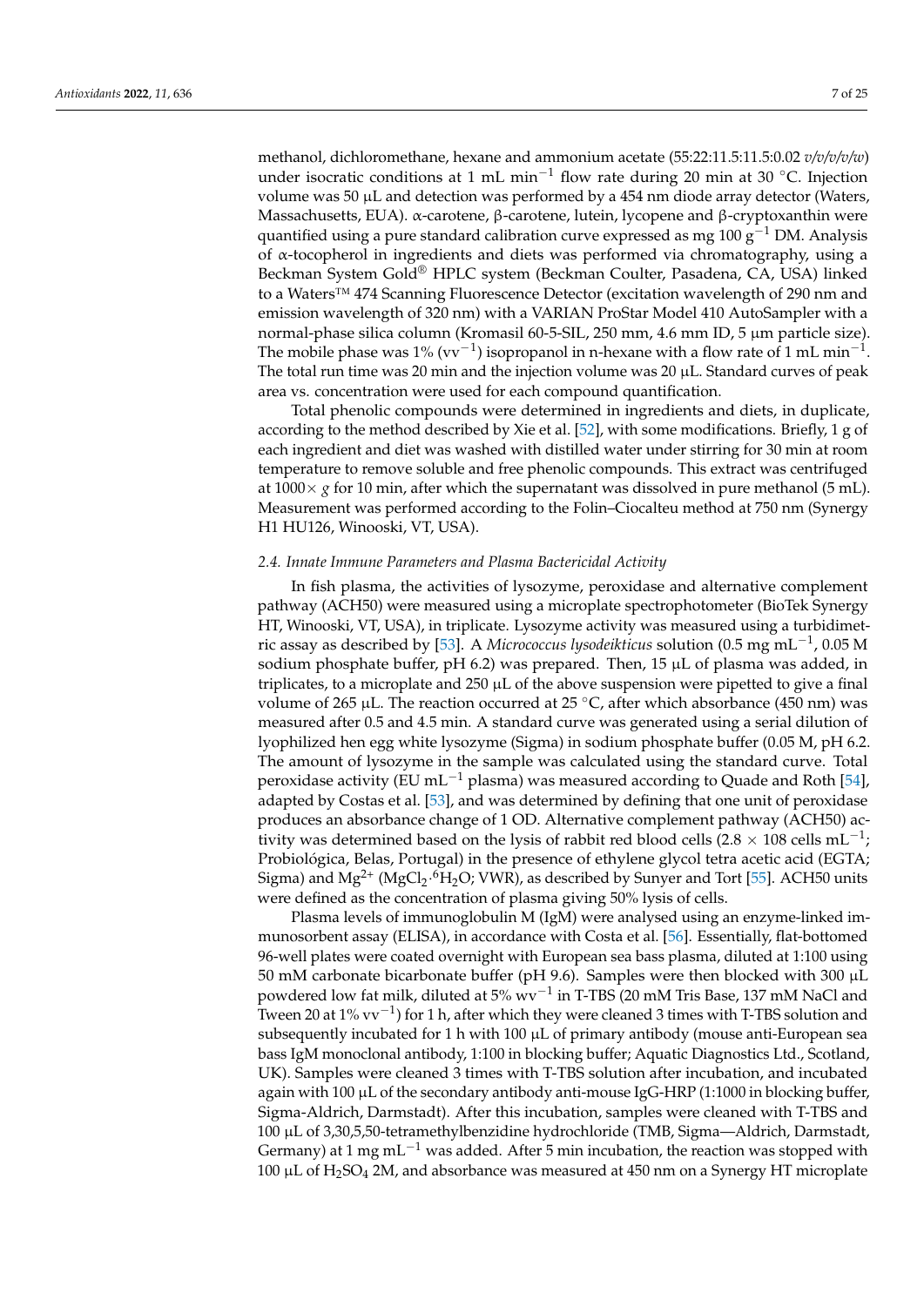methanol, dichloromethane, hexane and ammonium acetate (55:22:11.5:11.5:0.02 *v/v/v/v/w*) under isocratic conditions at 1 mL $min^{-1}$ flow rate during 20 min at 30 °C. Injection volume was 50 µL and detection was performed by a 454 nm diode array detector (Waters, Massachusetts, EUA). α-carotene, β-carotene, lutein, lycopene and β-cryptoxanthin were quantified using a pure standard calibration curve expressed as mg 100 $g^{-1}$ DM. Analysis of α-tocopherol in ingredients and diets was performed via chromatography, using a Beckman System Gold® HPLC system (Beckman Coulter, Pasadena, CA, USA) linked to a Waters™ 474 Scanning Fluorescence Detector (excitation wavelength of 290 nm and emission wavelength of 320 nm) with a VARIAN ProStar Model 410 AutoSampler with a normal-phase silica column (Kromasil 60-5-SIL, 250 mm, 4.6 mm ID, 5 µm particle size). The mobile phase was 1% ($vv^{-1}$) isopropanol in n-hexane with a flow rate of 1 mL $min^{-1}$. The total run time was 20 min and the injection volume was 20 µL. Standard curves of peak area vs. concentration were used for each compound quantification.

Total phenolic compounds were determined in ingredients and diets, in duplicate, according to the method described by Xie et al. [52], with some modifications. Briefly, 1 g of each ingredient and diet was washed with distilled water under stirring for 30 min at room temperature to remove soluble and free phenolic compounds. This extract was centrifuged at 1000× *g* for 10 min, after which the supernatant was dissolved in pure methanol (5 mL). Measurement was performed according to the Folin–Ciocalteu method at 750 nm (Synergy H1 HU126, Winooski, VT, USA).

### *2.4. Innate Immune Parameters and Plasma Bactericidal Activity*

In fish plasma, the activities of lysozyme, peroxidase and alternative complement pathway (ACH50) were measured using a microplate spectrophotometer (BioTek Synergy HT, Winooski, VT, USA), in triplicate. Lysozyme activity was measured using a turbidimetric assay as described by [53]. A *Micrococcus lysodeikticus* solution (0.5 mg $mL^{-1}$, 0.05 M sodium phosphate buffer, pH 6.2) was prepared. Then, 15 µL of plasma was added, in triplicates, to a microplate and 250 µL of the above suspension were pipetted to give a final volume of 265 µL. The reaction occurred at 25 °C, after which absorbance (450 nm) was measured after 0.5 and 4.5 min. A standard curve was generated using a serial dilution of lyophilized hen egg white lysozyme (Sigma) in sodium phosphate buffer (0.05 M, pH 6.2. The amount of lysozyme in the sample was calculated using the standard curve. Total peroxidase activity (EU $mL^{-1}$ plasma) was measured according to Quade and Roth [54], adapted by Costas et al. [53], and was determined by defining that one unit of peroxidase produces an absorbance change of 1 OD. Alternative complement pathway (ACH50) activity was determined based on the lysis of rabbit red blood cells (2.8 × 108 cells $mL^{-1}$; Probiológica, Belas, Portugal) in the presence of ethylene glycol tetra acetic acid (EGTA; Sigma) and $Mg^{2+}$ ($MgCl_2 \cdot {}^6H_2O$; VWR), as described by Sunyer and Tort [55]. ACH50 units were defined as the concentration of plasma giving 50% lysis of cells.

Plasma levels of immunoglobulin M (IgM) were analysed using an enzyme-linked immunosorbent assay (ELISA), in accordance with Costa et al. [56]. Essentially, flat-bottomed 96-well plates were coated overnight with European sea bass plasma, diluted at 1:100 using 50 mM carbonate bicarbonate buffer (pH 9.6). Samples were then blocked with 300 µL powdered low fat milk, diluted at 5% $wv^{-1}$ in T-TBS (20 mM Tris Base, 137 mM NaCl and Tween 20 at 1% $vv^{-1}$) for 1 h, after which they were cleaned 3 times with T-TBS solution and subsequently incubated for 1 h with 100 µL of primary antibody (mouse anti-European sea bass IgM monoclonal antibody, 1:100 in blocking buffer; Aquatic Diagnostics Ltd., Scotland, UK). Samples were cleaned 3 times with T-TBS solution after incubation, and incubated again with 100 µL of the secondary antibody anti-mouse IgG-HRP (1:1000 in blocking buffer, Sigma-Aldrich, Darmstadt). After this incubation, samples were cleaned with T-TBS and 100 µL of 3,30,5,50-tetramethylbenzidine hydrochloride (TMB, Sigma—Aldrich, Darmstadt, Germany) at 1 mg $mL^{-1}$ was added. After 5 min incubation, the reaction was stopped with 100 µL of $H_2SO_4$ 2M, and absorbance was measured at 450 nm on a Synergy HT microplate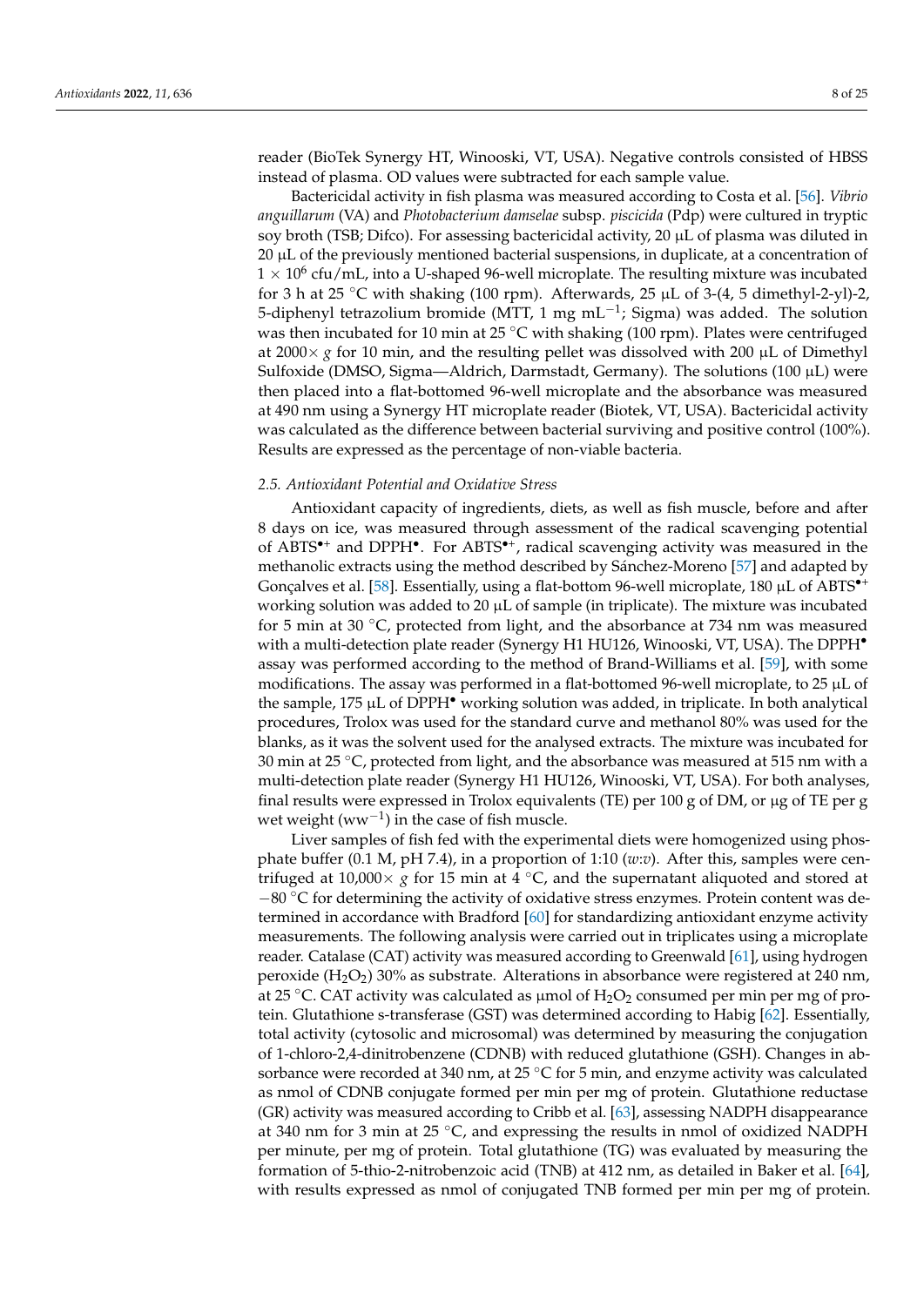reader (BioTek Synergy HT, Winooski, VT, USA). Negative controls consisted of HBSS instead of plasma. OD values were subtracted for each sample value.

Bactericidal activity in fish plasma was measured according to Costa et al. [56]. *Vibrio anguillarum* (VA) and *Photobacterium damselae* subsp. *piscicida* (Pdp) were cultured in tryptic soy broth (TSB; Difco). For assessing bactericidal activity, 20 µL of plasma was diluted in 20 µL of the previously mentioned bacterial suspensions, in duplicate, at a concentration of $1 \times 10^6$ cfu/mL, into a U-shaped 96-well microplate. The resulting mixture was incubated for 3 h at 25 °C with shaking (100 rpm). Afterwards, 25 µL of 3-(4, 5 dimethyl-2-yl)-2, 5-diphenyl tetrazolium bromide (MTT, 1 mg $mL^{-1}$; Sigma) was added. The solution was then incubated for 10 min at 25 °C with shaking (100 rpm). Plates were centrifuged at 2000× *g* for 10 min, and the resulting pellet was dissolved with 200 µL of Dimethyl Sulfoxide (DMSO, Sigma—Aldrich, Darmstadt, Germany). The solutions (100 µL) were then placed into a flat-bottomed 96-well microplate and the absorbance was measured at 490 nm using a Synergy HT microplate reader (Biotek, VT, USA). Bactericidal activity was calculated as the difference between bacterial surviving and positive control (100%). Results are expressed as the percentage of non-viable bacteria.

### 2.5. Antioxidant Potential and Oxidative Stress

Antioxidant capacity of ingredients, diets, as well as fish muscle, before and after 8 days on ice, was measured through assessment of the radical scavenging potential of $ABTS^{\bullet+}$ and $DPPH^{\bullet}$. For $ABTS^{\bullet+}$, radical scavenging activity was measured in the methanolic extracts using the method described by Sánchez-Moreno [57] and adapted by Gonçalves et al. [58]. Essentially, using a flat-bottom 96-well microplate, 180 µL of $ABTS^{\bullet+}$ working solution was added to 20 µL of sample (in triplicate). The mixture was incubated for 5 min at 30 °C, protected from light, and the absorbance at 734 nm was measured with a multi-detection plate reader (Synergy H1 HU126, Winooski, VT, USA). The $DPPH^{\bullet}$ assay was performed according to the method of Brand-Williams et al. [59], with some modifications. The assay was performed in a flat-bottomed 96-well microplate, to 25 µL of the sample, 175 µL of $DPPH^{\bullet}$ working solution was added, in triplicate. In both analytical procedures, Trolox was used for the standard curve and methanol 80% was used for the blanks, as it was the solvent used for the analysed extracts. The mixture was incubated for 30 min at 25 °C, protected from light, and the absorbance was measured at 515 nm with a multi-detection plate reader (Synergy H1 HU126, Winooski, VT, USA). For both analyses, final results were expressed in Trolox equivalents (TE) per 100 g of DM, or µg of TE per g wet weight ($ww^{-1}$) in the case of fish muscle.

Liver samples of fish fed with the experimental diets were homogenized using phosphate buffer (0.1 M, pH 7.4), in a proportion of 1:10 (*w:v*). After this, samples were centrifuged at 10,000× *g* for 15 min at 4 °C, and the supernatant aliquoted and stored at −80 °C for determining the activity of oxidative stress enzymes. Protein content was determined in accordance with Bradford [60] for standardizing antioxidant enzyme activity measurements. The following analysis were carried out in triplicates using a microplate reader. Catalase (CAT) activity was measured according to Greenwald [61], using hydrogen peroxide ($H_2O_2$) 30% as substrate. Alterations in absorbance were registered at 240 nm, at 25 °C. CAT activity was calculated as µmol of $H_2O_2$ consumed per min per mg of protein. Glutathione s-transferase (GST) was determined according to Habig [62]. Essentially, total activity (cytosolic and microsomal) was determined by measuring the conjugation of 1-chloro-2,4-dinitrobenzene (CDNB) with reduced glutathione (GSH). Changes in absorbance were recorded at 340 nm, at 25 °C for 5 min, and enzyme activity was calculated as nmol of CDNB conjugate formed per min per mg of protein. Glutathione reductase (GR) activity was measured according to Cribb et al. [63], assessing NADPH disappearance at 340 nm for 3 min at 25 °C, and expressing the results in nmol of oxidized NADPH per minute, per mg of protein. Total glutathione (TG) was evaluated by measuring the formation of 5-thio-2-nitrobenzoic acid (TNB) at 412 nm, as detailed in Baker et al. [64], with results expressed as nmol of conjugated TNB formed per min per mg of protein.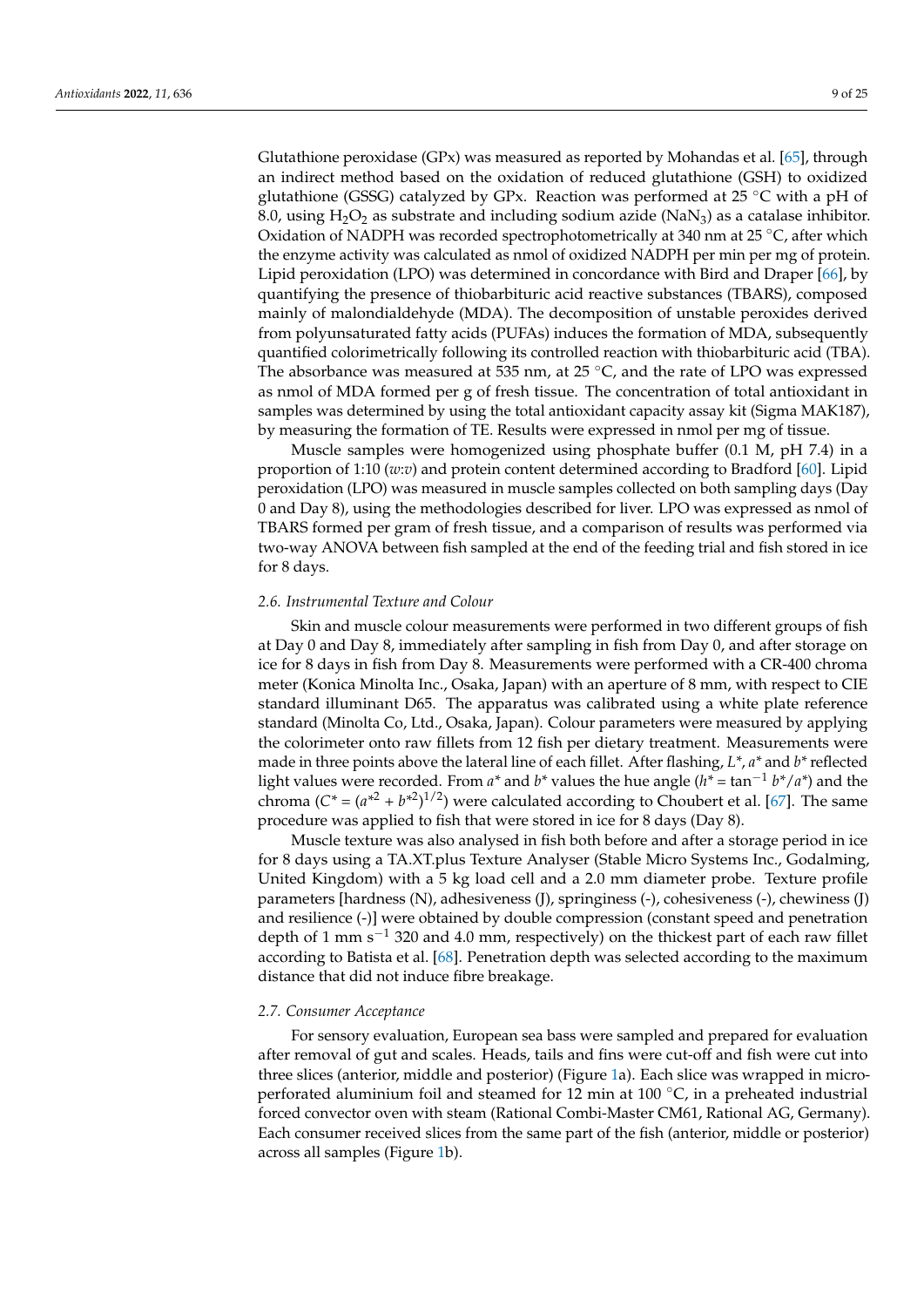Glutathione peroxidase (GPx) was measured as reported by Mohandas et al. [65], through an indirect method based on the oxidation of reduced glutathione (GSH) to oxidized glutathione (GSSG) catalyzed by GPx. Reaction was performed at 25 °C with a pH of 8.0, using $H_2O_2$ as substrate and including sodium azide ($NaN_3$) as a catalase inhibitor. Oxidation of NADPH was recorded spectrophotometrically at 340 nm at 25 °C, after which the enzyme activity was calculated as nmol of oxidized NADPH per min per mg of protein. Lipid peroxidation (LPO) was determined in concordance with Bird and Draper [66], by quantifying the presence of thiobarbituric acid reactive substances (TBARS), composed mainly of malondialdehyde (MDA). The decomposition of unstable peroxides derived from polyunsaturated fatty acids (PUFAs) induces the formation of MDA, subsequently quantified colorimetrically following its controlled reaction with thiobarbituric acid (TBA). The absorbance was measured at 535 nm, at 25 °C, and the rate of LPO was expressed as nmol of MDA formed per g of fresh tissue. The concentration of total antioxidant in samples was determined by using the total antioxidant capacity assay kit (Sigma MAK187), by measuring the formation of TE. Results were expressed in nmol per mg of tissue.

Muscle samples were homogenized using phosphate buffer (0.1 M, pH 7.4) in a proportion of 1:10 (*w*:*v*) and protein content determined according to Bradford [60]. Lipid peroxidation (LPO) was measured in muscle samples collected on both sampling days (Day 0 and Day 8), using the methodologies described for liver. LPO was expressed as nmol of TBARS formed per gram of fresh tissue, and a comparison of results was performed via two-way ANOVA between fish sampled at the end of the feeding trial and fish stored in ice for 8 days.

### 2.6. Instrumental Texture and Colour

Skin and muscle colour measurements were performed in two different groups of fish at Day 0 and Day 8, immediately after sampling in fish from Day 0, and after storage on ice for 8 days in fish from Day 8. Measurements were performed with a CR-400 chroma meter (Konica Minolta Inc., Osaka, Japan) with an aperture of 8 mm, with respect to CIE standard illuminant D65. The apparatus was calibrated using a white plate reference standard (Minolta Co, Ltd., Osaka, Japan). Colour parameters were measured by applying the colorimeter onto raw fillets from 12 fish per dietary treatment. Measurements were made in three points above the lateral line of each fillet. After flashing, $L^*$, $a^*$ and $b^*$ reflected light values were recorded. From $a^*$ and $b^*$ values the hue angle ($h^* = \tan^{-1} b^*/a^*$) and the chroma ($C^* = (a^{*2} + b^{*2})^{1/2}$) were calculated according to Choubert et al. [67]. The same procedure was applied to fish that were stored in ice for 8 days (Day 8).

Muscle texture was also analysed in fish both before and after a storage period in ice for 8 days using a TA.XT.plus Texture Analyser (Stable Micro Systems Inc., Godalming, United Kingdom) with a 5 kg load cell and a 2.0 mm diameter probe. Texture profile parameters [hardness (N), adhesiveness (J), springiness (-), cohesiveness (-), chewiness (J) and resilience (-)] were obtained by double compression (constant speed and penetration depth of 1 mm $s^{-1}$ 320 and 4.0 mm, respectively) on the thickest part of each raw fillet according to Batista et al. [68]. Penetration depth was selected according to the maximum distance that did not induce fibre breakage.

### 2.7. Consumer Acceptance

For sensory evaluation, European sea bass were sampled and prepared for evaluation after removal of gut and scales. Heads, tails and fins were cut-off and fish were cut into three slices (anterior, middle and posterior) (Figure 1a). Each slice was wrapped in micro-perforated aluminium foil and steamed for 12 min at 100 °C, in a preheated industrial forced convector oven with steam (Rational Combi-Master CM61, Rational AG, Germany). Each consumer received slices from the same part of the fish (anterior, middle or posterior) across all samples (Figure 1b).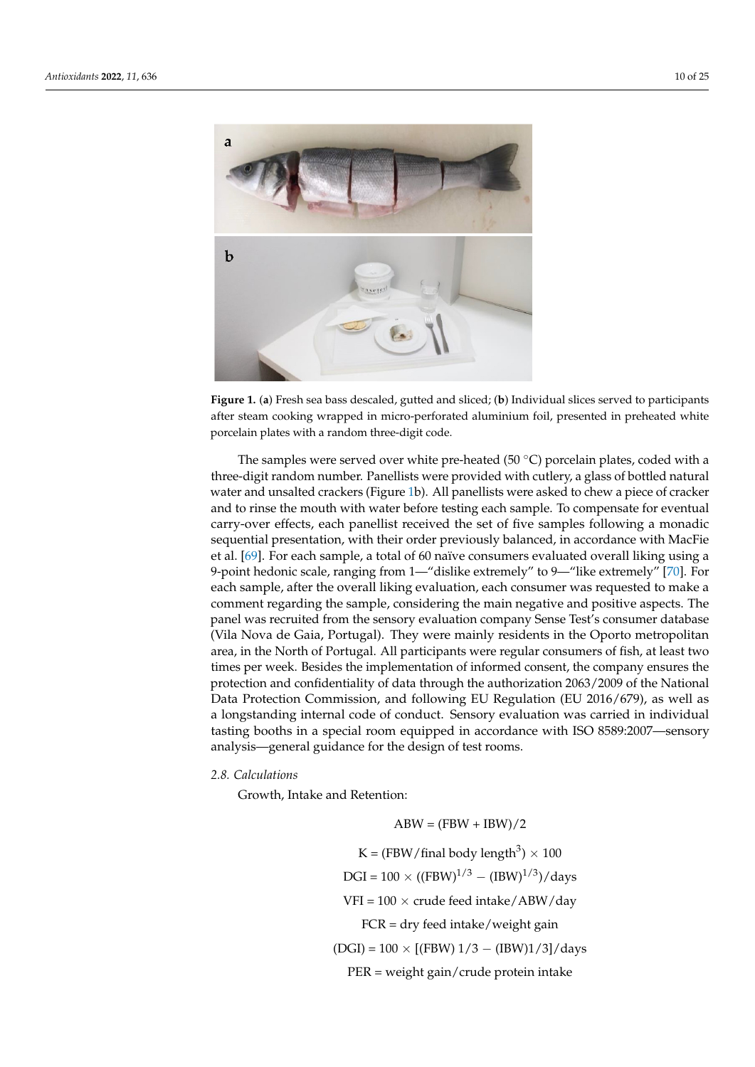**Figure 1.** (**a**) Fresh sea bass descaled, gutted and sliced; (**b**) Individual slices served to participants after steam cooking wrapped in micro-perforated aluminium foil, presented in preheated white porcelain plates with a random three-digit code.

The samples were served over white pre-heated (50 °C) porcelain plates, coded with a three-digit random number. Panellists were provided with cutlery, a glass of bottled natural water and unsalted crackers (Figure 1b). All panellists were asked to chew a piece of cracker and to rinse the mouth with water before testing each sample. To compensate for eventual carry-over effects, each panellist received the set of five samples following a monadic sequential presentation, with their order previously balanced, in accordance with MacFie et al. [69]. For each sample, a total of 60 naïve consumers evaluated overall liking using a 9-point hedonic scale, ranging from 1—"dislike extremely" to 9—"like extremely" [70]. For each sample, after the overall liking evaluation, each consumer was requested to make a comment regarding the sample, considering the main negative and positive aspects. The panel was recruited from the sensory evaluation company Sense Test's consumer database (Vila Nova de Gaia, Portugal). They were mainly residents in the Oporto metropolitan area, in the North of Portugal. All participants were regular consumers of fish, at least two times per week. Besides the implementation of informed consent, the company ensures the protection and confidentiality of data through the authorization 2063/2009 of the National Data Protection Commission, and following EU Regulation (EU 2016/679), as well as a longstanding internal code of conduct. Sensory evaluation was carried in individual tasting booths in a special room equipped in accordance with ISO 8589:2007—sensory analysis—general guidance for the design of test rooms.

### *2.8. Calculations*

Growth, Intake and Retention:

$$\text{ABW} = (\text{FBW} + \text{IBW})/2$$

$$\text{K} = (\text{FBW}/\text{final body length}^3) \times 100$$

$$\text{DGI} = 100 \times ((\text{FBW})^{1/3} - (\text{IBW})^{1/3})/\text{days}$$

$$\text{VFI} = 100 \times \text{crude feed intake}/\text{ABW}/\text{day}$$

$$\text{FCR} = \text{dry feed intake}/\text{weight gain}$$

$$(\text{DGI}) = 100 \times [(\text{FBW})\ 1/3 - (\text{IBW})1/3]/\text{days}$$

$$\text{PER} = \text{weight gain}/\text{crude protein intake}$$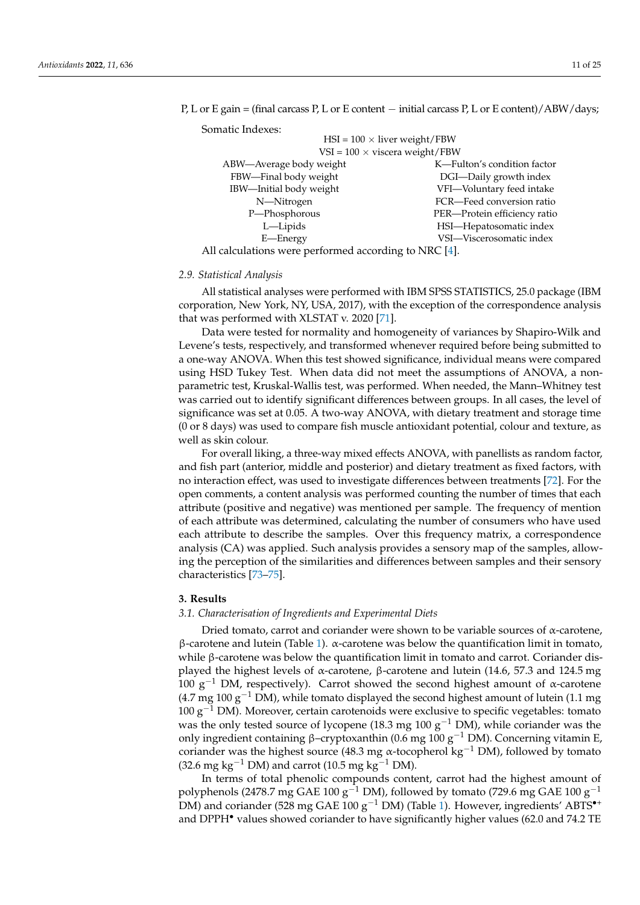P, L or E gain = (final carcass P, L or E content − initial carcass P, L or E content)/ABW/days;

Somatic Indexes:

$$HSI = 100 \times \text{liver weight}/FBW$$

$$VSI = 100 \times \text{viscera weight}/FBW$$

| | |
|---|---|
| ABW—Average body weight | K—Fulton's condition factor |
| FBW—Final body weight | DGI—Daily growth index |
| IBW—Initial body weight | VFI—Voluntary feed intake |
| N—Nitrogen | FCR—Feed conversion ratio |
| P—Phosphorous | PER—Protein efficiency ratio |
| L—Lipids | HSI—Hepatosomatic index |
| E—Energy | VSI—Viscerosomatic index |

All calculations were performed according to NRC [4].

### 2.9. Statistical Analysis

All statistical analyses were performed with IBM SPSS STATISTICS, 25.0 package (IBM corporation, New York, NY, USA, 2017), with the exception of the correspondence analysis that was performed with XLSTAT v. 2020 [71].

Data were tested for normality and homogeneity of variances by Shapiro-Wilk and Levene's tests, respectively, and transformed whenever required before being submitted to a one-way ANOVA. When this test showed significance, individual means were compared using HSD Tukey Test. When data did not meet the assumptions of ANOVA, a non-parametric test, Kruskal-Wallis test, was performed. When needed, the Mann–Whitney test was carried out to identify significant differences between groups. In all cases, the level of significance was set at 0.05. A two-way ANOVA, with dietary treatment and storage time (0 or 8 days) was used to compare fish muscle antioxidant potential, colour and texture, as well as skin colour.

For overall liking, a three-way mixed effects ANOVA, with panellists as random factor, and fish part (anterior, middle and posterior) and dietary treatment as fixed factors, with no interaction effect, was used to investigate differences between treatments [72]. For the open comments, a content analysis was performed counting the number of times that each attribute (positive and negative) was mentioned per sample. The frequency of mention of each attribute was determined, calculating the number of consumers who have used each attribute to describe the samples. Over this frequency matrix, a correspondence analysis (CA) was applied. Such analysis provides a sensory map of the samples, allowing the perception of the similarities and differences between samples and their sensory characteristics [73–75].

## 3. Results

### 3.1. Characterisation of Ingredients and Experimental Diets

Dried tomato, carrot and coriander were shown to be variable sources of α-carotene, β-carotene and lutein (Table 1). α-carotene was below the quantification limit in tomato, while β-carotene was below the quantification limit in tomato and carrot. Coriander displayed the highest levels of α-carotene, β-carotene and lutein (14.6, 57.3 and 124.5 mg 100 $g^{-1}$ DM, respectively). Carrot showed the second highest amount of α-carotene (4.7 mg 100 $g^{-1}$ DM), while tomato displayed the second highest amount of lutein (1.1 mg 100 $g^{-1}$ DM). Moreover, certain carotenoids were exclusive to specific vegetables: tomato was the only tested source of lycopene (18.3 mg 100 $g^{-1}$ DM), while coriander was the only ingredient containing β–cryptoxanthin (0.6 mg 100 $g^{-1}$ DM). Concerning vitamin E, coriander was the highest source (48.3 mg α-tocopherol $kg^{-1}$ DM), followed by tomato (32.6 mg $kg^{-1}$ DM) and carrot (10.5 mg $kg^{-1}$ DM).

In terms of total phenolic compounds content, carrot had the highest amount of polyphenols (2478.7 mg GAE 100 $g^{-1}$ DM), followed by tomato (729.6 mg GAE 100 $g^{-1}$ DM) and coriander (528 mg GAE 100 $g^{-1}$ DM) (Table 1). However, ingredients' $ABTS^{\bullet+}$ and $DPPH^{\bullet}$ values showed coriander to have significantly higher values (62.0 and 74.2 TE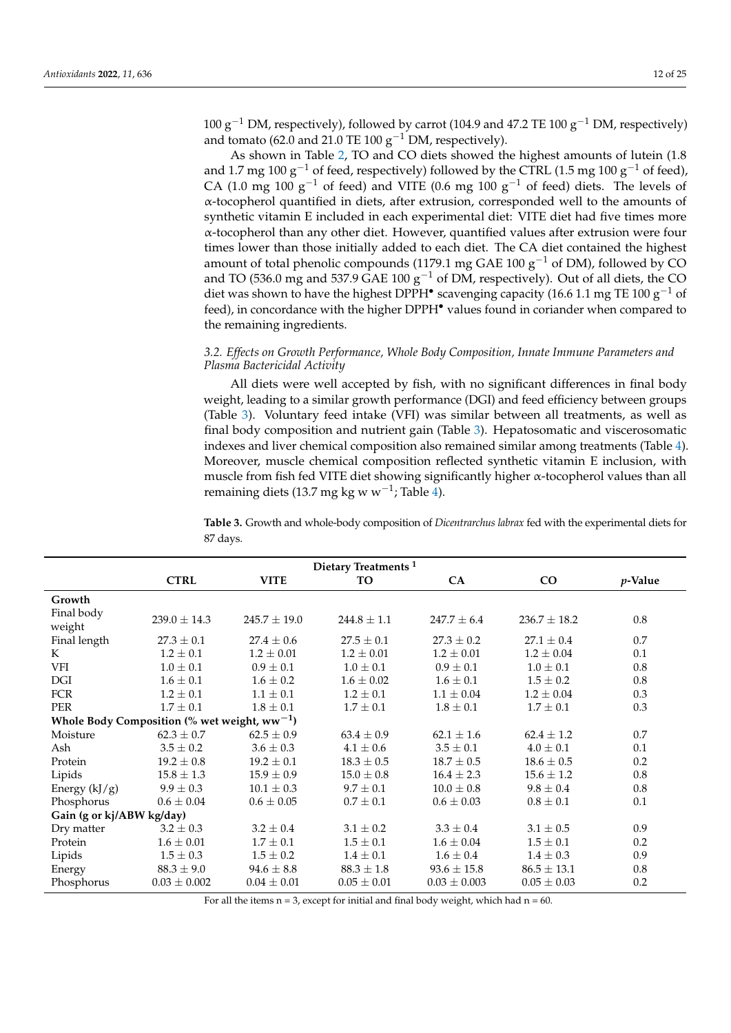100 $g^{-1}$ DM, respectively), followed by carrot (104.9 and 47.2 TE 100 $g^{-1}$ DM, respectively) and tomato (62.0 and 21.0 TE 100 $g^{-1}$ DM, respectively).

As shown in Table 2, TO and CO diets showed the highest amounts of lutein (1.8 and 1.7 mg 100 $g^{-1}$ of feed, respectively) followed by the CTRL (1.5 mg 100 $g^{-1}$ of feed), CA (1.0 mg 100 $g^{-1}$ of feed) and VITE (0.6 mg 100 $g^{-1}$ of feed) diets. The levels of α-tocopherol quantified in diets, after extrusion, corresponded well to the amounts of synthetic vitamin E included in each experimental diet: VITE diet had five times more α-tocopherol than any other diet. However, quantified values after extrusion were four times lower than those initially added to each diet. The CA diet contained the highest amount of total phenolic compounds (1179.1 mg GAE 100 $g^{-1}$ of DM), followed by CO and TO (536.0 mg and 537.9 GAE 100 $g^{-1}$ of DM, respectively). Out of all diets, the CO diet was shown to have the highest DPPH• scavenging capacity (16.6 1.1 mg TE 100 $g^{-1}$ of feed), in concordance with the higher DPPH• values found in coriander when compared to the remaining ingredients.

### 3.2. Effects on Growth Performance, Whole Body Composition, Innate Immune Parameters and Plasma Bactericidal Activity

All diets were well accepted by fish, with no significant differences in final body weight, leading to a similar growth performance (DGI) and feed efficiency between groups (Table 3). Voluntary feed intake (VFI) was similar between all treatments, as well as final body composition and nutrient gain (Table 3). Hepatosomatic and viscerosomatic indexes and liver chemical composition also remained similar among treatments (Table 4). Moreover, muscle chemical composition reflected synthetic vitamin E inclusion, with muscle from fish fed VITE diet showing significantly higher α-tocopherol values than all remaining diets (13.7 mg kg w $w^{-1}$; Table 4).

**Table 3.** Growth and whole-body composition of *Dicentrarchus labrax* fed with the experimental diets for 87 days.

| | Dietary Treatments [1] | | | | | |
|---|---|---|---|---|---|---|
| | **CTRL** | **VITE** | **TO** | **CA** | **CO** | ***p*-Value** |
| **Growth** | | | | | | |
| Final body weight | 239.0 ± 14.3 | 245.7 ± 19.0 | 244.8 ± 1.1 | 247.7 ± 6.4 | 236.7 ± 18.2 | 0.8 |
| Final length | 27.3 ± 0.1 | 27.4 ± 0.6 | 27.5 ± 0.1 | 27.3 ± 0.2 | 27.1 ± 0.4 | 0.7 |
| K | 1.2 ± 0.1 | 1.2 ± 0.01 | 1.2 ± 0.01 | 1.2 ± 0.01 | 1.2 ± 0.04 | 0.1 |
| VFI | 1.0 ± 0.1 | 0.9 ± 0.1 | 1.0 ± 0.1 | 0.9 ± 0.1 | 1.0 ± 0.1 | 0.8 |
| DGI | 1.6 ± 0.1 | 1.6 ± 0.2 | 1.6 ± 0.02 | 1.6 ± 0.1 | 1.5 ± 0.2 | 0.8 |
| FCR | 1.2 ± 0.1 | 1.1 ± 0.1 | 1.2 ± 0.1 | 1.1 ± 0.04 | 1.2 ± 0.04 | 0.3 |
| PER | 1.7 ± 0.1 | 1.8 ± 0.1 | 1.7 ± 0.1 | 1.8 ± 0.1 | 1.7 ± 0.1 | 0.3 |
| **Whole Body Composition (% wet weight, $ww^{-1}$)** | | | | | | |
| Moisture | 62.3 ± 0.7 | 62.5 ± 0.9 | 63.4 ± 0.9 | 62.1 ± 1.6 | 62.4 ± 1.2 | 0.7 |
| Ash | 3.5 ± 0.2 | 3.6 ± 0.3 | 4.1 ± 0.6 | 3.5 ± 0.1 | 4.0 ± 0.1 | 0.1 |
| Protein | 19.2 ± 0.8 | 19.2 ± 0.1 | 18.3 ± 0.5 | 18.7 ± 0.5 | 18.6 ± 0.5 | 0.2 |
| Lipids | 15.8 ± 1.3 | 15.9 ± 0.9 | 15.0 ± 0.8 | 16.4 ± 2.3 | 15.6 ± 1.2 | 0.8 |
| Energy (kJ/g) | 9.9 ± 0.3 | 10.1 ± 0.3 | 9.7 ± 0.1 | 10.0 ± 0.8 | 9.8 ± 0.4 | 0.8 |
| Phosphorus | 0.6 ± 0.04 | 0.6 ± 0.05 | 0.7 ± 0.1 | 0.6 ± 0.03 | 0.8 ± 0.1 | 0.1 |
| **Gain (g or kj/ABW kg/day)** | | | | | | |
| Dry matter | 3.2 ± 0.3 | 3.2 ± 0.4 | 3.1 ± 0.2 | 3.3 ± 0.4 | 3.1 ± 0.5 | 0.9 |
| Protein | 1.6 ± 0.01 | 1.7 ± 0.1 | 1.5 ± 0.1 | 1.6 ± 0.04 | 1.5 ± 0.1 | 0.2 |
| Lipids | 1.5 ± 0.3 | 1.5 ± 0.2 | 1.4 ± 0.1 | 1.6 ± 0.4 | 1.4 ± 0.3 | 0.9 |
| Energy | 88.3 ± 9.0 | 94.6 ± 8.8 | 88.3 ± 1.8 | 93.6 ± 15.8 | 86.5 ± 13.1 | 0.8 |
| Phosphorus | 0.03 ± 0.002 | 0.04 ± 0.01 | 0.05 ± 0.01 | 0.03 ± 0.003 | 0.05 ± 0.03 | 0.2 |

For all the items n = 3, except for initial and final body weight, which had n = 60.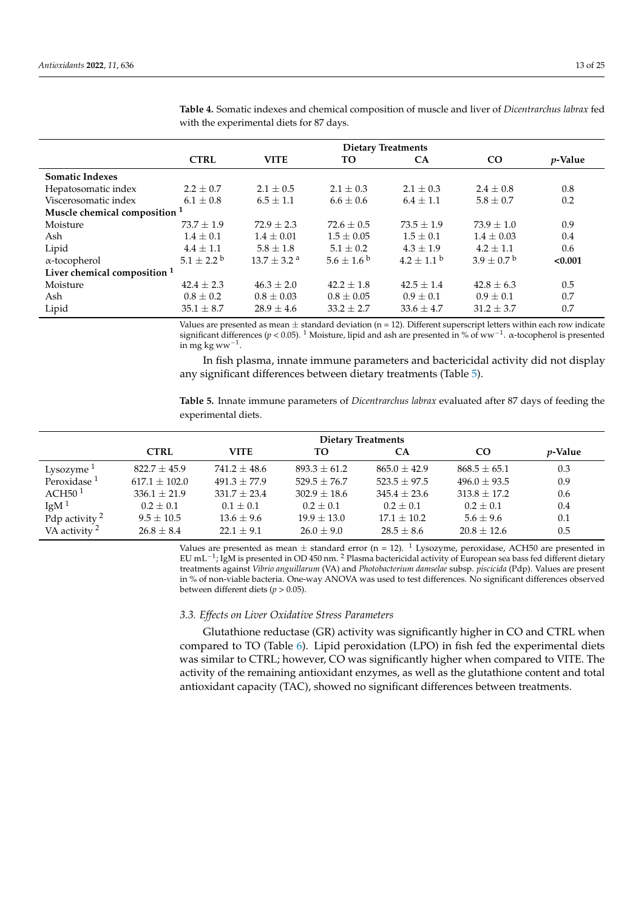**Table 4.** Somatic indexes and chemical composition of muscle and liver of *Dicentrarchus labrax* fed with the experimental diets for 87 days.

| | Dietary Treatments | | | | | |
|---|---|---|---|---|---|---|
| | **CTRL** | **VITE** | **TO** | **CA** | **CO** | ***p*-Value** |
| **Somatic Indexes** | | | | | | |
| Hepatosomatic index | 2.2 ± 0.7 | 2.1 ± 0.5 | 2.1 ± 0.3 | 2.1 ± 0.3 | 2.4 ± 0.8 | 0.8 |
| Viscerosomatic index | 6.1 ± 0.8 | 6.5 ± 1.1 | 6.6 ± 0.6 | 6.4 ± 1.1 | 5.8 ± 0.7 | 0.2 |
| **Muscle chemical composition** [1] | | | | | | |
| Moisture | 73.7 ± 1.9 | 72.9 ± 2.3 | 72.6 ± 0.5 | 73.5 ± 1.9 | 73.9 ± 1.0 | 0.9 |
| Ash | 1.4 ± 0.1 | 1.4 ± 0.01 | 1.5 ± 0.05 | 1.5 ± 0.1 | 1.4 ± 0.03 | 0.4 |
| Lipid | 4.4 ± 1.1 | 5.8 ± 1.8 | 5.1 ± 0.2 | 4.3 ± 1.9 | 4.2 ± 1.1 | 0.6 |
| α-tocopherol | 5.1 ± 2.2 [b] | 13.7 ± 3.2 [a] | 5.6 ± 1.6 [b] | 4.2 ± 1.1 [b] | 3.9 ± 0.7 [b] | **<0.001** |
| **Liver chemical composition** [1] | | | | | | |
| Moisture | 42.4 ± 2.3 | 46.3 ± 2.0 | 42.2 ± 1.8 | 42.5 ± 1.4 | 42.8 ± 6.3 | 0.5 |
| Ash | 0.8 ± 0.2 | 0.8 ± 0.03 | 0.8 ± 0.05 | 0.9 ± 0.1 | 0.9 ± 0.1 | 0.7 |
| Lipid | 35.1 ± 8.7 | 28.9 ± 4.6 | 33.2 ± 2.7 | 33.6 ± 4.7 | 31.2 ± 3.7 | 0.7 |

Values are presented as mean ± standard deviation (n = 12). Different superscript letters within each row indicate significant differences ($p < 0.05$). [1] Moisture, lipid and ash are presented in % of $ww^{-1}$. α-tocopherol is presented in mg kg $ww^{-1}$.

In fish plasma, innate immune parameters and bactericidal activity did not display any significant differences between dietary treatments (Table 5).

**Table 5.** Innate immune parameters of *Dicentrarchus labrax* evaluated after 87 days of feeding the experimental diets.

| | Dietary Treatments | | | | | |
|---|---|---|---|---|---|---|
| | **CTRL** | **VITE** | **TO** | **CA** | **CO** | ***p*-Value** |
| Lysozyme [1] | 822.7 ± 45.9 | 741.2 ± 48.6 | 893.3 ± 61.2 | 865.0 ± 42.9 | 868.5 ± 65.1 | 0.3 |
| Peroxidase [1] | 617.1 ± 102.0 | 491.3 ± 77.9 | 529.5 ± 76.7 | 523.5 ± 97.5 | 496.0 ± 93.5 | 0.9 |
| ACH50 [1] | 336.1 ± 21.9 | 331.7 ± 23.4 | 302.9 ± 18.6 | 345.4 ± 23.6 | 313.8 ± 17.2 | 0.6 |
| IgM [1] | 0.2 ± 0.1 | 0.1 ± 0.1 | 0.2 ± 0.1 | 0.2 ± 0.1 | 0.2 ± 0.1 | 0.4 |
| Pdp activity [2] | 9.5 ± 10.5 | 13.6 ± 9.6 | 19.9 ± 13.0 | 17.1 ± 10.2 | 5.6 ± 9.6 | 0.1 |
| VA activity [2] | 26.8 ± 8.4 | 22.1 ± 9.1 | 26.0 ± 9.0 | 28.5 ± 8.6 | 20.8 ± 12.6 | 0.5 |

Values are presented as mean ± standard error (n = 12). [1] Lysozyme, peroxidase, ACH50 are presented in EU $mL^{-1}$; IgM is presented in OD 450 nm. [2] Plasma bactericidal activity of European sea bass fed different dietary treatments against *Vibrio anguillarum* (VA) and *Photobacterium damselae* subsp. *piscicida* (Pdp). Values are present in % of non-viable bacteria. One-way ANOVA was used to test differences. No significant differences observed between different diets ($p > 0.05$).

### *3.3. Effects on Liver Oxidative Stress Parameters*

Glutathione reductase (GR) activity was significantly higher in CO and CTRL when compared to TO (Table 6). Lipid peroxidation (LPO) in fish fed the experimental diets was similar to CTRL; however, CO was significantly higher when compared to VITE. The activity of the remaining antioxidant enzymes, as well as the glutathione content and total antioxidant capacity (TAC), showed no significant differences between treatments.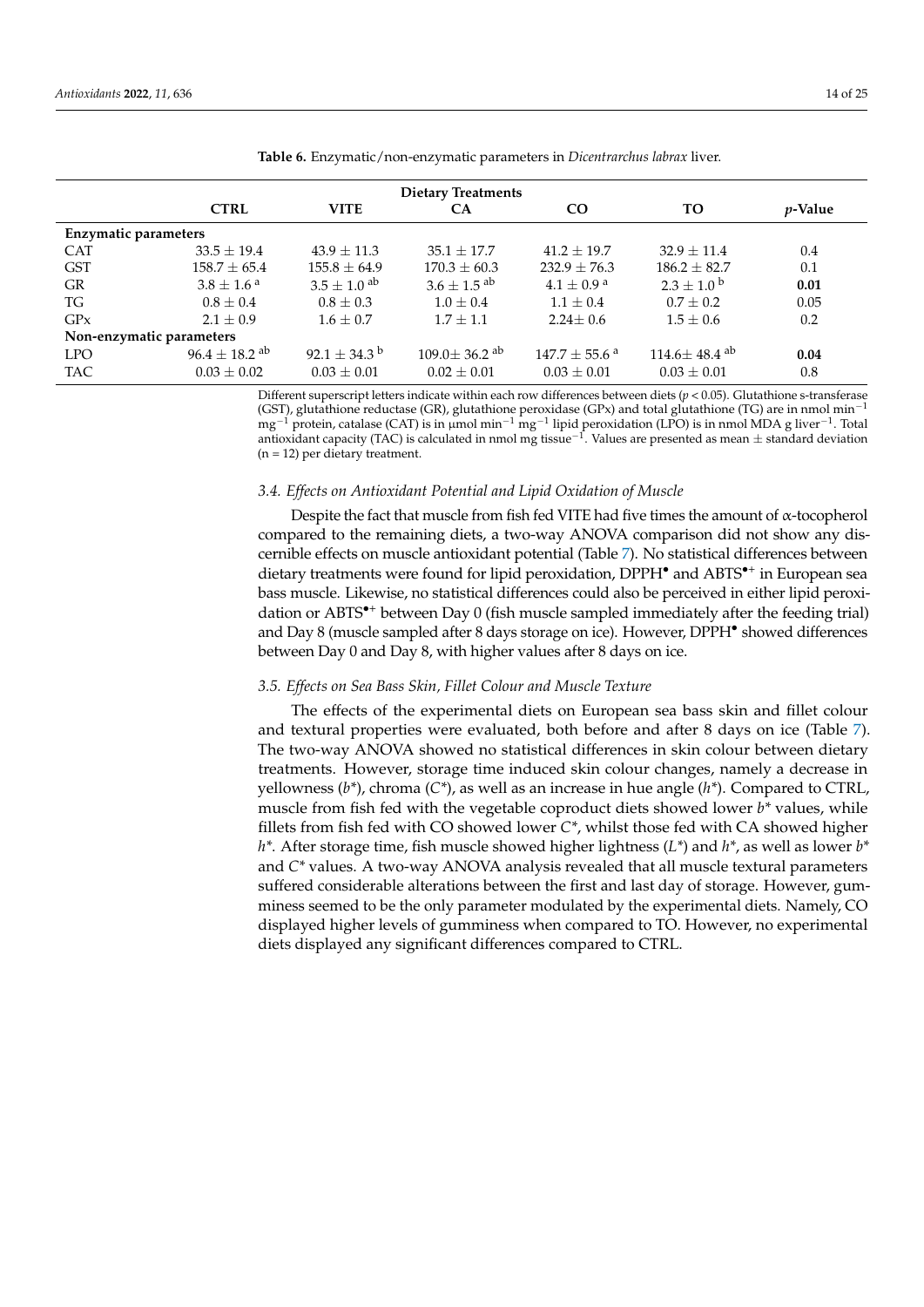**Table 6.** Enzymatic/non-enzymatic parameters in *Dicentrarchus labrax* liver.

| | Dietary Treatments | | | | | |
|---|---|---|---|---|---|---|
| | **CTRL** | **VITE** | **CA** | **CO** | **TO** | ***p*-Value** |
| **Enzymatic parameters** | | | | | | |
| CAT | 33.5 ± 19.4 | 43.9 ± 11.3 | 35.1 ± 17.7 | 41.2 ± 19.7 | 32.9 ± 11.4 | 0.4 |
| GST | 158.7 ± 65.4 | 155.8 ± 64.9 | 170.3 ± 60.3 | 232.9 ± 76.3 | 186.2 ± 82.7 | 0.1 |
| GR | 3.8 ± 1.6 $^{a}$ | 3.5 ± 1.0 $^{ab}$ | 3.6 ± 1.5 $^{ab}$ | 4.1 ± 0.9 $^{a}$ | 2.3 ± 1.0 $^{b}$ | **0.01** |
| TG | 0.8 ± 0.4 | 0.8 ± 0.3 | 1.0 ± 0.4 | 1.1 ± 0.4 | 0.7 ± 0.2 | 0.05 |
| GPx | 2.1 ± 0.9 | 1.6 ± 0.7 | 1.7 ± 1.1 | 2.24± 0.6 | 1.5 ± 0.6 | 0.2 |
| **Non-enzymatic parameters** | | | | | | |
| LPO | 96.4 ± 18.2 $^{ab}$ | 92.1 ± 34.3 $^{b}$ | 109.0± 36.2 $^{ab}$ | 147.7 ± 55.6 $^{a}$ | 114.6± 48.4 $^{ab}$ | **0.04** |
| TAC | 0.03 ± 0.02 | 0.03 ± 0.01 | 0.02 ± 0.01 | 0.03 ± 0.01 | 0.03 ± 0.01 | 0.8 |

Different superscript letters indicate within each row differences between diets ($p < 0.05$). Glutathione s-transferase (GST), glutathione reductase (GR), glutathione peroxidase (GPx) and total glutathione (TG) are in nmol $min^{-1}$ $mg^{-1}$ protein, catalase (CAT) is in μmol $min^{-1}$ $mg^{-1}$ lipid peroxidation (LPO) is in nmol MDA g $liver^{-1}$. Total antioxidant capacity (TAC) is calculated in nmol mg $tissue^{-1}$. Values are presented as mean ± standard deviation (n = 12) per dietary treatment.

### 3.4. Effects on Antioxidant Potential and Lipid Oxidation of Muscle

Despite the fact that muscle from fish fed VITE had five times the amount of α-tocopherol compared to the remaining diets, a two-way ANOVA comparison did not show any discernible effects on muscle antioxidant potential (Table 7). No statistical differences between dietary treatments were found for lipid peroxidation, $DPPH^{\bullet}$ and $ABTS^{\bullet+}$ in European sea bass muscle. Likewise, no statistical differences could also be perceived in either lipid peroxidation or $ABTS^{\bullet+}$ between Day 0 (fish muscle sampled immediately after the feeding trial) and Day 8 (muscle sampled after 8 days storage on ice). However, $DPPH^{\bullet}$ showed differences between Day 0 and Day 8, with higher values after 8 days on ice.

### 3.5. Effects on Sea Bass Skin, Fillet Colour and Muscle Texture

The effects of the experimental diets on European sea bass skin and fillet colour and textural properties were evaluated, both before and after 8 days on ice (Table 7). The two-way ANOVA showed no statistical differences in skin colour between dietary treatments. However, storage time induced skin colour changes, namely a decrease in yellowness ($b^*$), chroma ($C^*$), as well as an increase in hue angle ($h^*$). Compared to CTRL, muscle from fish fed with the vegetable coproduct diets showed lower $b^*$ values, while fillets from fish fed with CO showed lower $C^*$, whilst those fed with CA showed higher $h^*$. After storage time, fish muscle showed higher lightness ($L^*$) and $h^*$, as well as lower $b^*$ and $C^*$ values. A two-way ANOVA analysis revealed that all muscle textural parameters suffered considerable alterations between the first and last day of storage. However, gumminess seemed to be the only parameter modulated by the experimental diets. Namely, CO displayed higher levels of gumminess when compared to TO. However, no experimental diets displayed any significant differences compared to CTRL.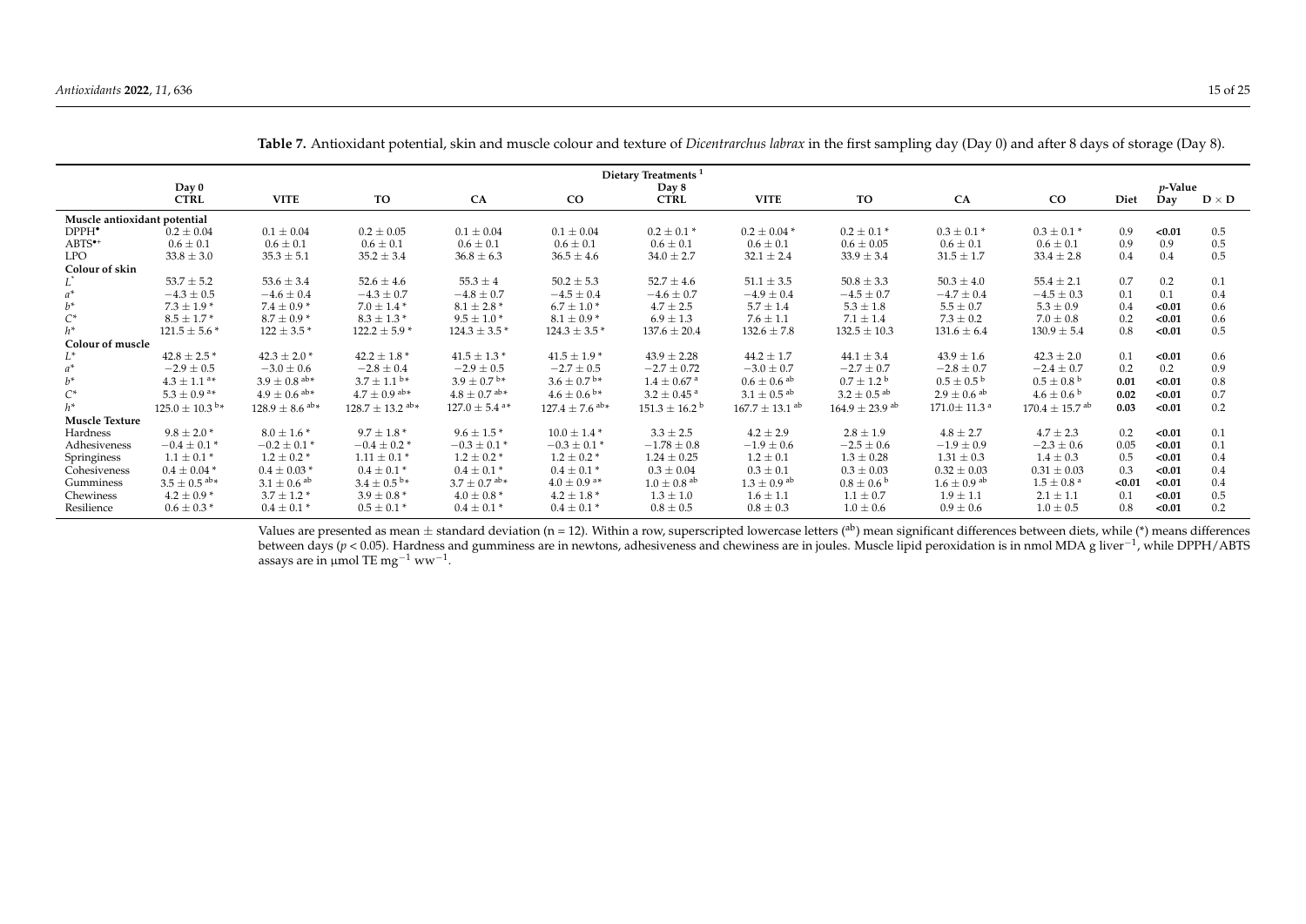**Table 7.** Antioxidant potential, skin and muscle colour and texture of *Dicentrarchus labrax* in the first sampling day (Day 0) and after 8 days of storage (Day 8).

| | Dietary Treatments [1] | | | | | | | | | | | | |
|---|---|---|---|---|---|---|---|---|---|---|---|---|---|
| | Day 0 | | | | | Day 8 | | | | | *p*-Value | | |
| | CTRL | VITE | TO | CA | CO | CTRL | VITE | TO | CA | CO | Diet | Day | D × D |
| **Muscle antioxidant potential** | | | | | | | | | | | | | |
| DPPH• | 0.2 ± 0.04 | 0.1 ± 0.04 | 0.2 ± 0.05 | 0.1 ± 0.04 | 0.1 ± 0.04 | 0.2 ± 0.1 * | 0.2 ± 0.04 * | 0.2 ± 0.1 * | 0.3 ± 0.1 * | 0.3 ± 0.1 * | 0.9 | **<0.01** | 0.5 |
| ABTS•+ | 0.6 ± 0.1 | 0.6 ± 0.1 | 0.6 ± 0.1 | 0.6 ± 0.1 | 0.6 ± 0.1 | 0.6 ± 0.1 | 0.6 ± 0.1 | 0.6 ± 0.05 | 0.6 ± 0.1 | 0.6 ± 0.1 | 0.9 | 0.9 | 0.5 |
| LPO | 33.8 ± 3.0 | 35.3 ± 5.1 | 35.2 ± 3.4 | 36.8 ± 6.3 | 36.5 ± 4.6 | 34.0 ± 2.7 | 32.1 ± 2.4 | 33.9 ± 3.4 | 31.5 ± 1.7 | 33.4 ± 2.8 | 0.4 | 0.4 | 0.5 |
| **Colour of skin** | | | | | | | | | | | | | |
| *L*` | 53.7 ± 5.2 | 53.6 ± 3.4 | 52.6 ± 4.6 | 55.3 ± 4 | 50.2 ± 5.3 | 52.7 ± 4.6 | 51.1 ± 3.5 | 50.8 ± 3.3 | 50.3 ± 4.0 | 55.4 ± 2.1 | 0.7 | 0.2 | 0.1 |
| *a*\* | −4.3 ± 0.5 | −4.6 ± 0.4 | −4.3 ± 0.7 | −4.8 ± 0.7 | −4.5 ± 0.4 | −4.6 ± 0.7 | −4.9 ± 0.4 | −4.5 ± 0.7 | −4.7 ± 0.4 | −4.5 ± 0.3 | 0.1 | 0.1 | 0.4 |
| *b*\* | 7.3 ± 1.9 * | 7.4 ± 0.9 * | 7.0 ± 1.4 * | 8.1 ± 2.8 * | 6.7 ± 1.0 * | 4.7 ± 2.5 | 5.7 ± 1.4 | 5.3 ± 1.8 | 5.5 ± 0.7 | 5.3 ± 0.9 | 0.4 | **<0.01** | 0.6 |
| *C*\* | 8.5 ± 1.7 * | 8.7 ± 0.9 * | 8.3 ± 1.3 * | 9.5 ± 1.0 * | 8.1 ± 0.9 * | 6.9 ± 1.3 | 7.6 ± 1.1 | 7.1 ± 1.4 | 7.3 ± 0.2 | 7.0 ± 0.8 | 0.2 | **<0.01** | 0.6 |
| *h*\* | 121.5 ± 5.6 * | 122 ± 3.5 * | 122.2 ± 5.9 * | 124.3 ± 3.5 * | 124.3 ± 3.5 * | 137.6 ± 20.4 | 132.6 ± 7.8 | 132.5 ± 10.3 | 131.6 ± 6.4 | 130.9 ± 5.4 | 0.8 | **<0.01** | 0.5 |
| **Colour of muscle** | | | | | | | | | | | | | |
| *L*\* | 42.8 ± 2.5 * | 42.3 ± 2.0 * | 42.2 ± 1.8 * | 41.5 ± 1.3 * | 41.5 ± 1.9 * | 43.9 ± 2.28 | 44.2 ± 1.7 | 44.1 ± 3.4 | 43.9 ± 1.6 | 42.3 ± 2.0 | 0.1 | **<0.01** | 0.6 |
| *a*\* | −2.9 ± 0.5 | −3.0 ± 0.6 | −2.8 ± 0.4 | −2.9 ± 0.5 | −2.7 ± 0.5 | −2.7 ± 0.72 | −3.0 ± 0.7 | −2.7 ± 0.7 | −2.8 ± 0.7 | −2.4 ± 0.7 | 0.2 | 0.2 | 0.9 |
| *b*\* | 4.3 ± 1.1 a\* | 3.9 ± 0.8 ab\* | 3.7 ± 1.1 b\* | 3.9 ± 0.7 b\* | 3.6 ± 0.7 b\* | 1.4 ± 0.67 a | 0.6 ± 0.6 ab | 0.7 ± 1.2 b | 0.5 ± 0.5 b | 0.5 ± 0.8 b | **0.01** | **<0.01** | 0.8 |
| *C*\* | 5.3 ± 0.9 a\* | 4.9 ± 0.6 ab\* | 4.7 ± 0.9 ab\* | 4.8 ± 0.7 ab\* | 4.6 ± 0.6 b\* | 3.2 ± 0.45 a | 3.1 ± 0.5 ab | 3.2 ± 0.5 ab | 2.9 ± 0.6 ab | 4.6 ± 0.6 b | **0.02** | **<0.01** | 0.7 |
| *h*\* | 125.0 ± 10.3 b\* | 128.9 ± 8.6 ab\* | 128.7 ± 13.2 ab\* | 127.0 ± 5.4 a\* | 127.4 ± 7.6 ab\* | 151.3 ± 16.2 b | 167.7 ± 13.1 ab | 164.9 ± 23.9 ab | 171.0± 11.3 a | 170.4 ± 15.7 ab | **0.03** | **<0.01** | 0.2 |
| **Muscle Texture** | | | | | | | | | | | | | |
| Hardness | 9.8 ± 2.0 * | 8.0 ± 1.6 * | 9.7 ± 1.8 * | 9.6 ± 1.5 * | 10.0 ± 1.4 * | 3.3 ± 2.5 | 4.2 ± 2.9 | 2.8 ± 1.9 | 4.8 ± 2.7 | 4.7 ± 2.3 | 0.2 | **<0.01** | 0.1 |
| Adhesiveness | −0.4 ± 0.1 * | −0.2 ± 0.1 * | −0.4 ± 0.2 * | −0.3 ± 0.1 * | −0.3 ± 0.1 * | −1.78 ± 0.8 | −1.9 ± 0.6 | −2.5 ± 0.6 | −1.9 ± 0.9 | −2.3 ± 0.6 | 0.05 | **<0.01** | 0.1 |
| Springiness | 1.1 ± 0.1 * | 1.2 ± 0.2 * | 1.11 ± 0.1 * | 1.2 ± 0.2 * | 1.2 ± 0.2 * | 1.24 ± 0.25 | 1.2 ± 0.1 | 1.3 ± 0.28 | 1.31 ± 0.3 | 1.4 ± 0.3 | 0.5 | **<0.01** | 0.4 |
| Cohesiveness | 0.4 ± 0.04 * | 0.4 ± 0.03 * | 0.4 ± 0.1 * | 0.4 ± 0.1 * | 0.4 ± 0.1 * | 0.3 ± 0.04 | 0.3 ± 0.1 | 0.3 ± 0.03 | 0.32 ± 0.03 | 0.31 ± 0.03 | 0.3 | **<0.01** | 0.4 |
| Gumminess | 3.5 ± 0.5 ab\* | 3.1 ± 0.6 ab | 3.4 ± 0.5 b\* | 3.7 ± 0.7 ab\* | 4.0 ± 0.9 a\* | 1.0 ± 0.8 ab | 1.3 ± 0.9 ab | 0.8 ± 0.6 b | 1.6 ± 0.9 ab | 1.5 ± 0.8 a | **<0.01** | **<0.01** | 0.4 |
| Chewiness | 4.2 ± 0.9 * | 3.7 ± 1.2 * | 3.9 ± 0.8 * | 4.0 ± 0.8 * | 4.2 ± 1.8 * | 1.3 ± 1.0 | 1.6 ± 1.1 | 1.1 ± 0.7 | 1.9 ± 1.1 | 2.1 ± 1.1 | 0.1 | **<0.01** | 0.5 |
| Resilience | 0.6 ± 0.3 * | 0.4 ± 0.1 * | 0.5 ± 0.1 * | 0.4 ± 0.1 * | 0.4 ± 0.1 * | 0.8 ± 0.5 | 0.8 ± 0.3 | 1.0 ± 0.6 | 0.9 ± 0.6 | 1.0 ± 0.5 | 0.8 | **<0.01** | 0.2 |

Values are presented as mean ± standard deviation (n = 12). Within a row, superscripted lowercase letters (ab) mean significant differences between diets, while (*) means differences between days ($p < 0.05$). Hardness and gumminess are in newtons, adhesiveness and chewiness are in joules. Muscle lipid peroxidation is in nmol MDA g liver$^{-1}$, while DPPH/ABTS assays are in μmol TE mg$^{-1}$ ww$^{-1}$.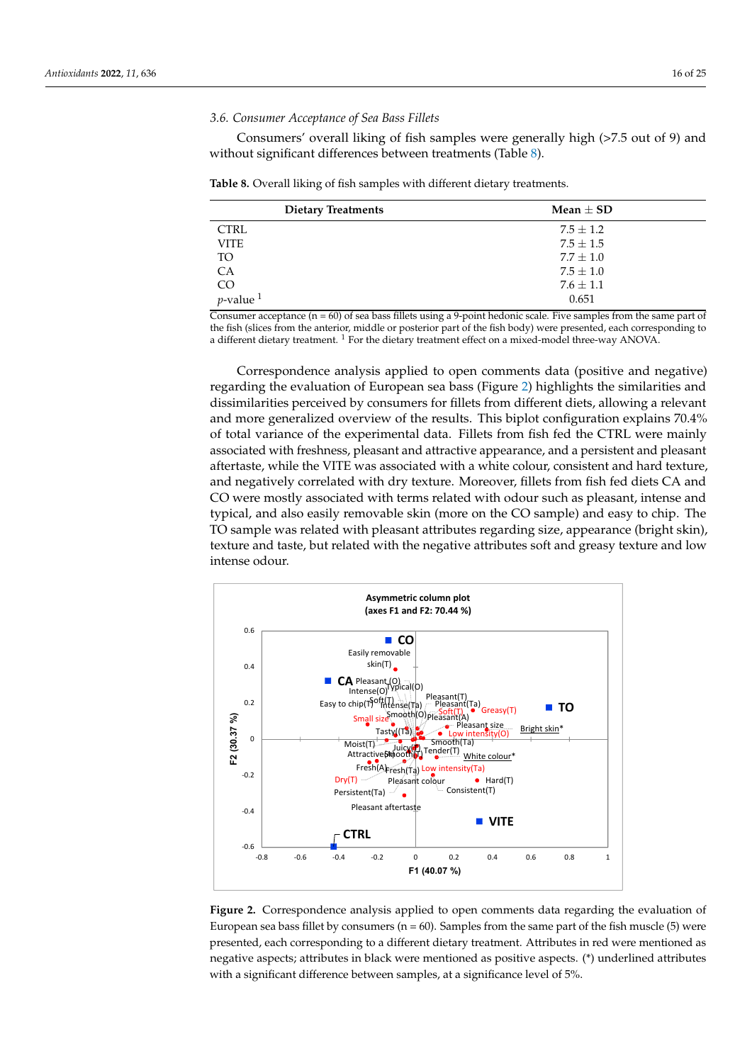### 3.6. Consumer Acceptance of Sea Bass Fillets

Consumers' overall liking of fish samples were generally high (>7.5 out of 9) and without significant differences between treatments (Table 8).

**Table 8.** Overall liking of fish samples with different dietary treatments.

| Dietary Treatments | Mean ± SD |
|---|---|
| CTRL | 7.5 ± 1.2 |
| VITE | 7.5 ± 1.5 |
| TO | 7.7 ± 1.0 |
| CA | 7.5 ± 1.0 |
| CO | 7.6 ± 1.1 |
| *p*-value [1] | 0.651 |

Consumer acceptance (n = 60) of sea bass fillets using a 9-point hedonic scale. Five samples from the same part of the fish (slices from the anterior, middle or posterior part of the fish body) were presented, each corresponding to a different dietary treatment. [1] For the dietary treatment effect on a mixed-model three-way ANOVA.

Correspondence analysis applied to open comments data (positive and negative) regarding the evaluation of European sea bass (Figure 2) highlights the similarities and dissimilarities perceived by consumers for fillets from different diets, allowing a relevant and more generalized overview of the results. This biplot configuration explains 70.4% of total variance of the experimental data. Fillets from fish fed the CTRL were mainly associated with freshness, pleasant and attractive appearance, and a persistent and pleasant aftertaste, while the VITE was associated with a white colour, consistent and hard texture, and negatively correlated with dry texture. Moreover, fillets from fish fed diets CA and CO were mostly associated with terms related with odour such as pleasant, intense and typical, and also easily removable skin (more on the CO sample) and easy to chip. The TO sample was related with pleasant attributes regarding size, appearance (bright skin), texture and taste, but related with the negative attributes soft and greasy texture and low intense odour.

**Figure 2.** Correspondence analysis applied to open comments data regarding the evaluation of European sea bass fillet by consumers (n = 60). Samples from the same part of the fish muscle (5) were presented, each corresponding to a different dietary treatment. Attributes in red were mentioned as negative aspects; attributes in black were mentioned as positive aspects. (*) underlined attributes with a significant difference between samples, at a significance level of 5%.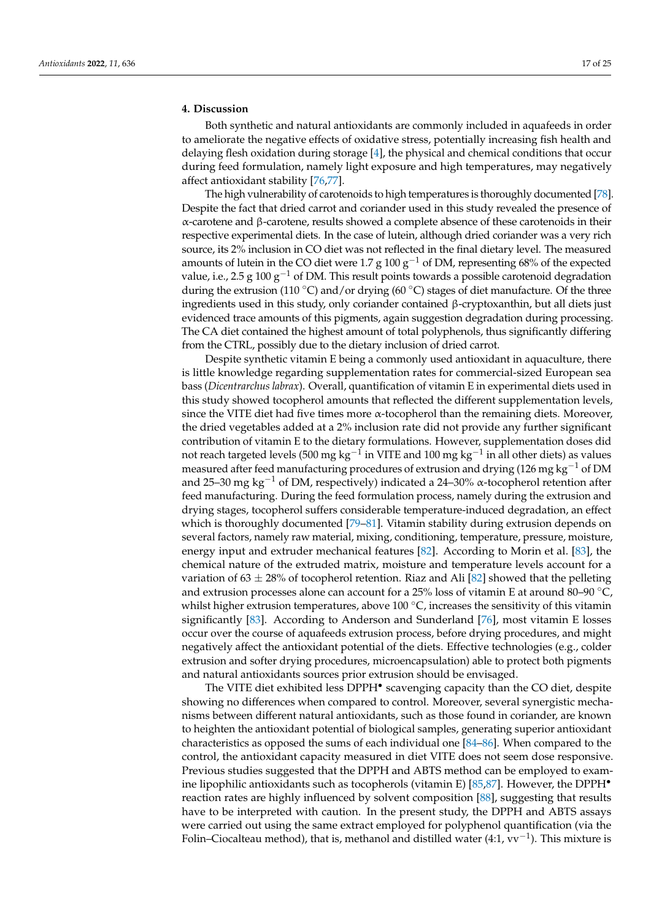## 4. Discussion

Both synthetic and natural antioxidants are commonly included in aquafeeds in order to ameliorate the negative effects of oxidative stress, potentially increasing fish health and delaying flesh oxidation during storage [4], the physical and chemical conditions that occur during feed formulation, namely light exposure and high temperatures, may negatively affect antioxidant stability [76,77].

The high vulnerability of carotenoids to high temperatures is thoroughly documented [78]. Despite the fact that dried carrot and coriander used in this study revealed the presence of α-carotene and β-carotene, results showed a complete absence of these carotenoids in their respective experimental diets. In the case of lutein, although dried coriander was a very rich source, its 2% inclusion in CO diet was not reflected in the final dietary level. The measured amounts of lutein in the CO diet were 1.7 g 100 $g^{-1}$ of DM, representing 68% of the expected value, i.e., 2.5 g 100 $g^{-1}$ of DM. This result points towards a possible carotenoid degradation during the extrusion (110 °C) and/or drying (60 °C) stages of diet manufacture. Of the three ingredients used in this study, only coriander contained β-cryptoxanthin, but all diets just evidenced trace amounts of this pigments, again suggestion degradation during processing. The CA diet contained the highest amount of total polyphenols, thus significantly differing from the CTRL, possibly due to the dietary inclusion of dried carrot.

Despite synthetic vitamin E being a commonly used antioxidant in aquaculture, there is little knowledge regarding supplementation rates for commercial-sized European sea bass (*Dicentrarchus labrax*). Overall, quantification of vitamin E in experimental diets used in this study showed tocopherol amounts that reflected the different supplementation levels, since the VITE diet had five times more α-tocopherol than the remaining diets. Moreover, the dried vegetables added at a 2% inclusion rate did not provide any further significant contribution of vitamin E to the dietary formulations. However, supplementation doses did not reach targeted levels (500 mg $kg^{-1}$ in VITE and 100 mg $kg^{-1}$ in all other diets) as values measured after feed manufacturing procedures of extrusion and drying (126 mg $kg^{-1}$ of DM and 25–30 mg $kg^{-1}$ of DM, respectively) indicated a 24–30% α-tocopherol retention after feed manufacturing. During the feed formulation process, namely during the extrusion and drying stages, tocopherol suffers considerable temperature-induced degradation, an effect which is thoroughly documented [79–81]. Vitamin stability during extrusion depends on several factors, namely raw material, mixing, conditioning, temperature, pressure, moisture, energy input and extruder mechanical features [82]. According to Morin et al. [83], the chemical nature of the extruded matrix, moisture and temperature levels account for a variation of 63 ± 28% of tocopherol retention. Riaz and Ali [82] showed that the pelleting and extrusion processes alone can account for a 25% loss of vitamin E at around 80–90 °C, whilst higher extrusion temperatures, above 100 °C, increases the sensitivity of this vitamin significantly [83]. According to Anderson and Sunderland [76], most vitamin E losses occur over the course of aquafeeds extrusion process, before drying procedures, and might negatively affect the antioxidant potential of the diets. Effective technologies (e.g., colder extrusion and softer drying procedures, microencapsulation) able to protect both pigments and natural antioxidants sources prior extrusion should be envisaged.

The VITE diet exhibited less DPPH• scavenging capacity than the CO diet, despite showing no differences when compared to control. Moreover, several synergistic mechanisms between different natural antioxidants, such as those found in coriander, are known to heighten the antioxidant potential of biological samples, generating superior antioxidant characteristics as opposed the sums of each individual one [84–86]. When compared to the control, the antioxidant capacity measured in diet VITE does not seem dose responsive. Previous studies suggested that the DPPH and ABTS method can be employed to examine lipophilic antioxidants such as tocopherols (vitamin E) [85,87]. However, the DPPH• reaction rates are highly influenced by solvent composition [88], suggesting that results have to be interpreted with caution. In the present study, the DPPH and ABTS assays were carried out using the same extract employed for polyphenol quantification (via the Folin–Ciocalteau method), that is, methanol and distilled water (4:1, v $v^{-1}$). This mixture is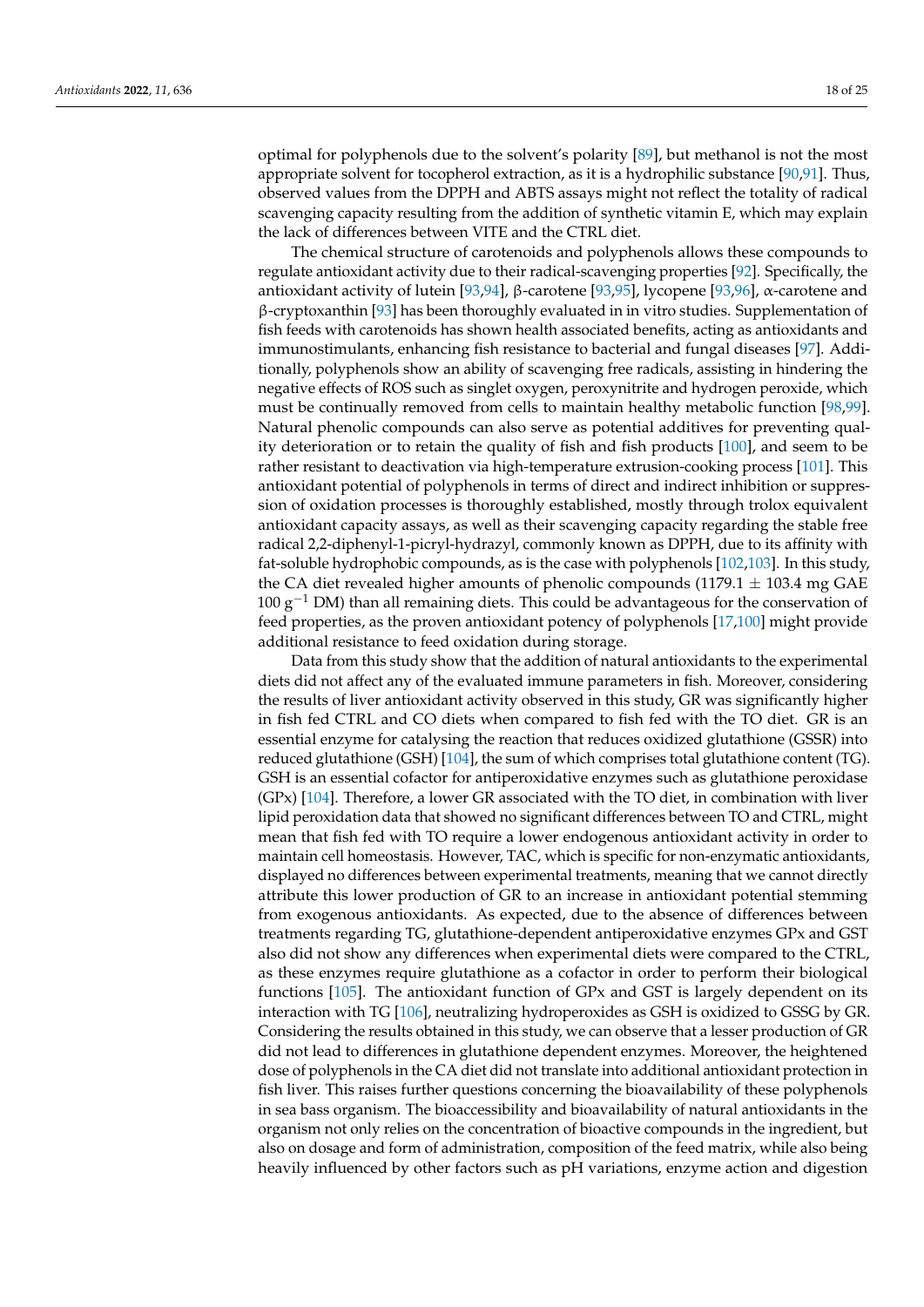optimal for polyphenols due to the solvent's polarity [89], but methanol is not the most appropriate solvent for tocopherol extraction, as it is a hydrophilic substance [90,91]. Thus, observed values from the DPPH and ABTS assays might not reflect the totality of radical scavenging capacity resulting from the addition of synthetic vitamin E, which may explain the lack of differences between VITE and the CTRL diet.

The chemical structure of carotenoids and polyphenols allows these compounds to regulate antioxidant activity due to their radical-scavenging properties [92]. Specifically, the antioxidant activity of lutein [93,94], β-carotene [93,95], lycopene [93,96], α-carotene and β-cryptoxanthin [93] has been thoroughly evaluated in in vitro studies. Supplementation of fish feeds with carotenoids has shown health associated benefits, acting as antioxidants and immunostimulants, enhancing fish resistance to bacterial and fungal diseases [97]. Additionally, polyphenols show an ability of scavenging free radicals, assisting in hindering the negative effects of ROS such as singlet oxygen, peroxynitrite and hydrogen peroxide, which must be continually removed from cells to maintain healthy metabolic function [98,99]. Natural phenolic compounds can also serve as potential additives for preventing quality deterioration or to retain the quality of fish and fish products [100], and seem to be rather resistant to deactivation via high-temperature extrusion-cooking process [101]. This antioxidant potential of polyphenols in terms of direct and indirect inhibition or suppression of oxidation processes is thoroughly established, mostly through trolox equivalent antioxidant capacity assays, as well as their scavenging capacity regarding the stable free radical 2,2-diphenyl-1-picryl-hydrazyl, commonly known as DPPH, due to its affinity with fat-soluble hydrophobic compounds, as is the case with polyphenols [102,103]. In this study, the CA diet revealed higher amounts of phenolic compounds (1179.1 ± 103.4 mg GAE 100 $g^{-1}$ DM) than all remaining diets. This could be advantageous for the conservation of feed properties, as the proven antioxidant potency of polyphenols [17,100] might provide additional resistance to feed oxidation during storage.

Data from this study show that the addition of natural antioxidants to the experimental diets did not affect any of the evaluated immune parameters in fish. Moreover, considering the results of liver antioxidant activity observed in this study, GR was significantly higher in fish fed CTRL and CO diets when compared to fish fed with the TO diet. GR is an essential enzyme for catalysing the reaction that reduces oxidized glutathione (GSSR) into reduced glutathione (GSH) [104], the sum of which comprises total glutathione content (TG). GSH is an essential cofactor for antiperoxidative enzymes such as glutathione peroxidase (GPx) [104]. Therefore, a lower GR associated with the TO diet, in combination with liver lipid peroxidation data that showed no significant differences between TO and CTRL, might mean that fish fed with TO require a lower endogenous antioxidant activity in order to maintain cell homeostasis. However, TAC, which is specific for non-enzymatic antioxidants, displayed no differences between experimental treatments, meaning that we cannot directly attribute this lower production of GR to an increase in antioxidant potential stemming from exogenous antioxidants. As expected, due to the absence of differences between treatments regarding TG, glutathione-dependent antiperoxidative enzymes GPx and GST also did not show any differences when experimental diets were compared to the CTRL, as these enzymes require glutathione as a cofactor in order to perform their biological functions [105]. The antioxidant function of GPx and GST is largely dependent on its interaction with TG [106], neutralizing hydroperoxides as GSH is oxidized to GSSG by GR. Considering the results obtained in this study, we can observe that a lesser production of GR did not lead to differences in glutathione dependent enzymes. Moreover, the heightened dose of polyphenols in the CA diet did not translate into additional antioxidant protection in fish liver. This raises further questions concerning the bioavailability of these polyphenols in sea bass organism. The bioaccessibility and bioavailability of natural antioxidants in the organism not only relies on the concentration of bioactive compounds in the ingredient, but also on dosage and form of administration, composition of the feed matrix, while also being heavily influenced by other factors such as pH variations, enzyme action and digestion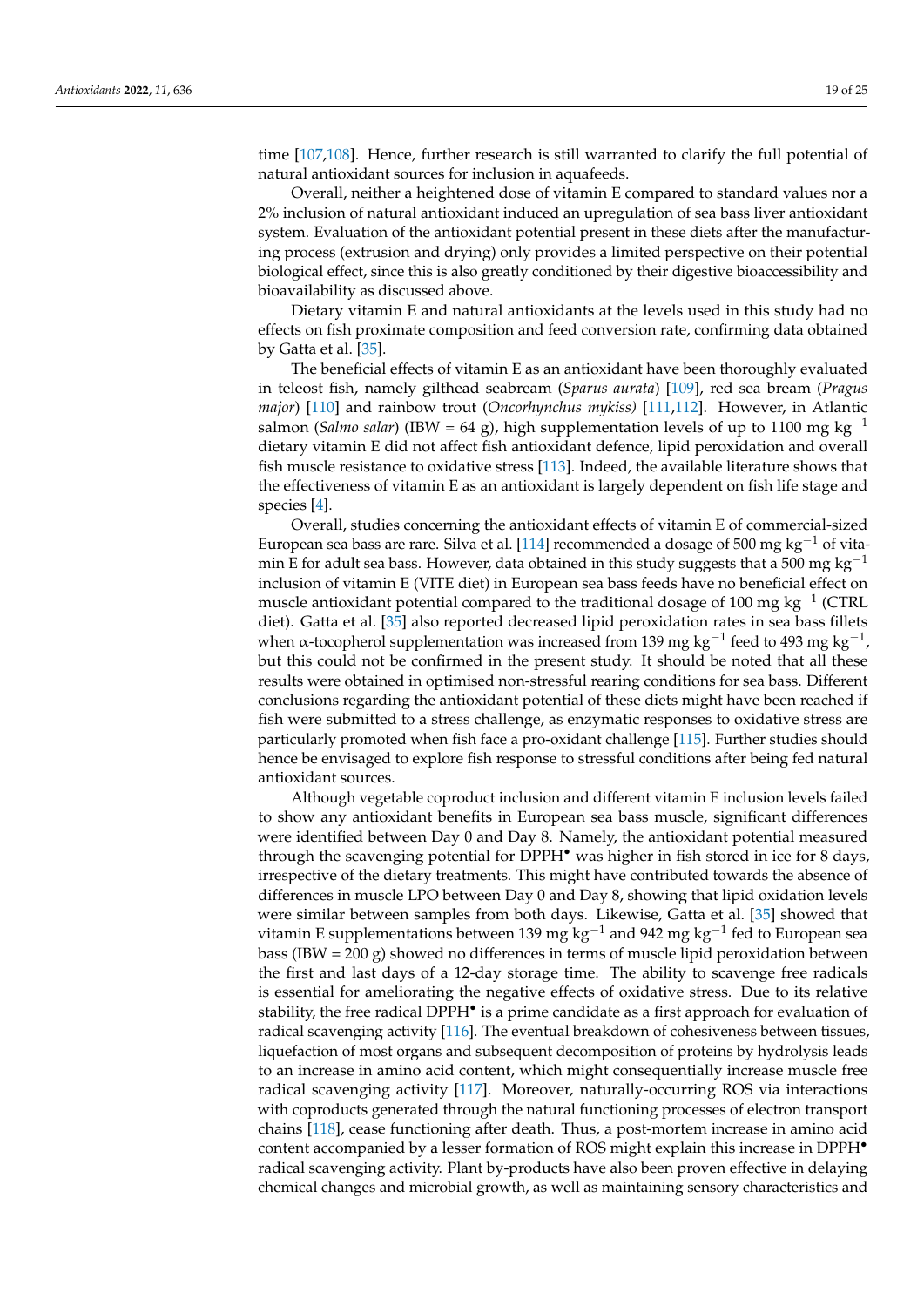time [107,108]. Hence, further research is still warranted to clarify the full potential of natural antioxidant sources for inclusion in aquafeeds.

Overall, neither a heightened dose of vitamin E compared to standard values nor a 2% inclusion of natural antioxidant induced an upregulation of sea bass liver antioxidant system. Evaluation of the antioxidant potential present in these diets after the manufacturing process (extrusion and drying) only provides a limited perspective on their potential biological effect, since this is also greatly conditioned by their digestive bioaccessibility and bioavailability as discussed above.

Dietary vitamin E and natural antioxidants at the levels used in this study had no effects on fish proximate composition and feed conversion rate, confirming data obtained by Gatta et al. [35].

The beneficial effects of vitamin E as an antioxidant have been thoroughly evaluated in teleost fish, namely gilthead seabream (*Sparus aurata*) [109], red sea bream (*Pragus major*) [110] and rainbow trout (*Oncorhynchus mykiss)* [111,112]. However, in Atlantic salmon (*Salmo salar*) (IBW = 64 g), high supplementation levels of up to 1100 mg $kg^{-1}$ dietary vitamin E did not affect fish antioxidant defence, lipid peroxidation and overall fish muscle resistance to oxidative stress [113]. Indeed, the available literature shows that the effectiveness of vitamin E as an antioxidant is largely dependent on fish life stage and species [4].

Overall, studies concerning the antioxidant effects of vitamin E of commercial-sized European sea bass are rare. Silva et al. [114] recommended a dosage of 500 mg $kg^{-1}$ of vitamin E for adult sea bass. However, data obtained in this study suggests that a 500 mg $kg^{-1}$ inclusion of vitamin E (VITE diet) in European sea bass feeds have no beneficial effect on muscle antioxidant potential compared to the traditional dosage of 100 mg $kg^{-1}$ (CTRL diet). Gatta et al. [35] also reported decreased lipid peroxidation rates in sea bass fillets when $\alpha$-tocopherol supplementation was increased from 139 mg $kg^{-1}$ feed to 493 mg $kg^{-1}$, but this could not be confirmed in the present study. It should be noted that all these results were obtained in optimised non-stressful rearing conditions for sea bass. Different conclusions regarding the antioxidant potential of these diets might have been reached if fish were submitted to a stress challenge, as enzymatic responses to oxidative stress are particularly promoted when fish face a pro-oxidant challenge [115]. Further studies should hence be envisaged to explore fish response to stressful conditions after being fed natural antioxidant sources.

Although vegetable coproduct inclusion and different vitamin E inclusion levels failed to show any antioxidant benefits in European sea bass muscle, significant differences were identified between Day 0 and Day 8. Namely, the antioxidant potential measured through the scavenging potential for $DPPH^{\bullet}$ was higher in fish stored in ice for 8 days, irrespective of the dietary treatments. This might have contributed towards the absence of differences in muscle LPO between Day 0 and Day 8, showing that lipid oxidation levels were similar between samples from both days. Likewise, Gatta et al. [35] showed that vitamin E supplementations between 139 mg $kg^{-1}$ and 942 mg $kg^{-1}$ fed to European sea bass (IBW = 200 g) showed no differences in terms of muscle lipid peroxidation between the first and last days of a 12-day storage time. The ability to scavenge free radicals is essential for ameliorating the negative effects of oxidative stress. Due to its relative stability, the free radical $DPPH^{\bullet}$ is a prime candidate as a first approach for evaluation of radical scavenging activity [116]. The eventual breakdown of cohesiveness between tissues, liquefaction of most organs and subsequent decomposition of proteins by hydrolysis leads to an increase in amino acid content, which might consequentially increase muscle free radical scavenging activity [117]. Moreover, naturally-occurring ROS via interactions with coproducts generated through the natural functioning processes of electron transport chains [118], cease functioning after death. Thus, a post-mortem increase in amino acid content accompanied by a lesser formation of ROS might explain this increase in $DPPH^{\bullet}$ radical scavenging activity. Plant by-products have also been proven effective in delaying chemical changes and microbial growth, as well as maintaining sensory characteristics and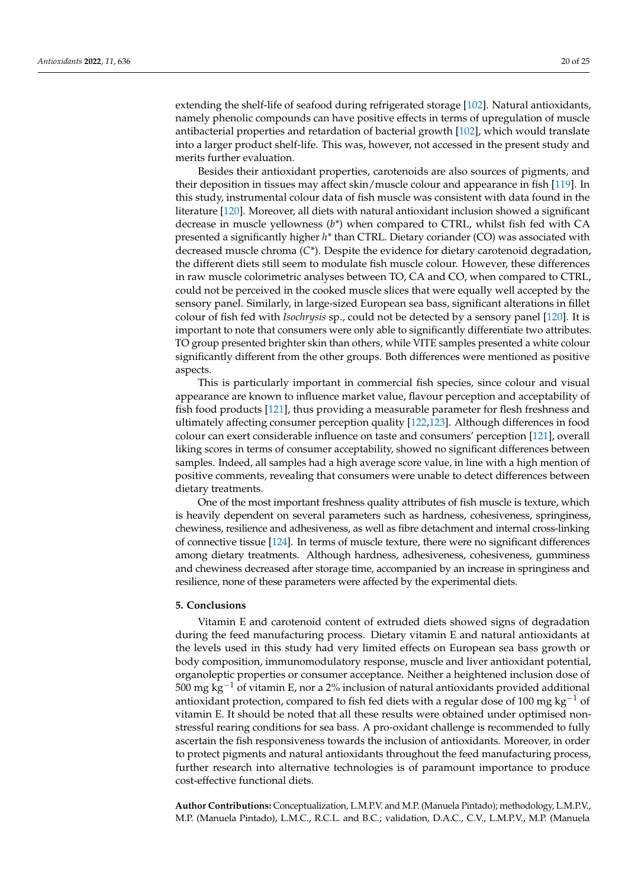extending the shelf-life of seafood during refrigerated storage [102]. Natural antioxidants, namely phenolic compounds can have positive effects in terms of upregulation of muscle antibacterial properties and retardation of bacterial growth [102], which would translate into a larger product shelf-life. This was, however, not accessed in the present study and merits further evaluation.

Besides their antioxidant properties, carotenoids are also sources of pigments, and their deposition in tissues may affect skin/muscle colour and appearance in fish [119]. In this study, instrumental colour data of fish muscle was consistent with data found in the literature [120]. Moreover, all diets with natural antioxidant inclusion showed a significant decrease in muscle yellowness ($b^*$) when compared to CTRL, whilst fish fed with CA presented a significantly higher $h^*$ than CTRL. Dietary coriander (CO) was associated with decreased muscle chroma ($C^*$). Despite the evidence for dietary carotenoid degradation, the different diets still seem to modulate fish muscle colour. However, these differences in raw muscle colorimetric analyses between TO, CA and CO, when compared to CTRL, could not be perceived in the cooked muscle slices that were equally well accepted by the sensory panel. Similarly, in large-sized European sea bass, significant alterations in fillet colour of fish fed with *Isochrysis* sp., could not be detected by a sensory panel [120]. It is important to note that consumers were only able to significantly differentiate two attributes. TO group presented brighter skin than others, while VITE samples presented a white colour significantly different from the other groups. Both differences were mentioned as positive aspects.

This is particularly important in commercial fish species, since colour and visual appearance are known to influence market value, flavour perception and acceptability of fish food products [121], thus providing a measurable parameter for flesh freshness and ultimately affecting consumer perception quality [122,123]. Although differences in food colour can exert considerable influence on taste and consumers' perception [121], overall liking scores in terms of consumer acceptability, showed no significant differences between samples. Indeed, all samples had a high average score value, in line with a high mention of positive comments, revealing that consumers were unable to detect differences between dietary treatments.

One of the most important freshness quality attributes of fish muscle is texture, which is heavily dependent on several parameters such as hardness, cohesiveness, springiness, chewiness, resilience and adhesiveness, as well as fibre detachment and internal cross-linking of connective tissue [124]. In terms of muscle texture, there were no significant differences among dietary treatments. Although hardness, adhesiveness, cohesiveness, gumminess and chewiness decreased after storage time, accompanied by an increase in springiness and resilience, none of these parameters were affected by the experimental diets.

## 5. Conclusions

Vitamin E and carotenoid content of extruded diets showed signs of degradation during the feed manufacturing process. Dietary vitamin E and natural antioxidants at the levels used in this study had very limited effects on European sea bass growth or body composition, immunomodulatory response, muscle and liver antioxidant potential, organoleptic properties or consumer acceptance. Neither a heightened inclusion dose of 500 mg $kg^{-1}$ of vitamin E, nor a 2% inclusion of natural antioxidants provided additional antioxidant protection, compared to fish fed diets with a regular dose of 100 mg $kg^{-1}$ of vitamin E. It should be noted that all these results were obtained under optimised non-stressful rearing conditions for sea bass. A pro-oxidant challenge is recommended to fully ascertain the fish responsiveness towards the inclusion of antioxidants. Moreover, in order to protect pigments and natural antioxidants throughout the feed manufacturing process, further research into alternative technologies is of paramount importance to produce cost-effective functional diets.

**Author Contributions:** Conceptualization, L.M.P.V. and M.P. (Manuela Pintado); methodology, L.M.P.V., M.P. (Manuela Pintado), L.M.C., R.C.L. and B.C.; validation, D.A.C., C.V., L.M.P.V., M.P. (Manuela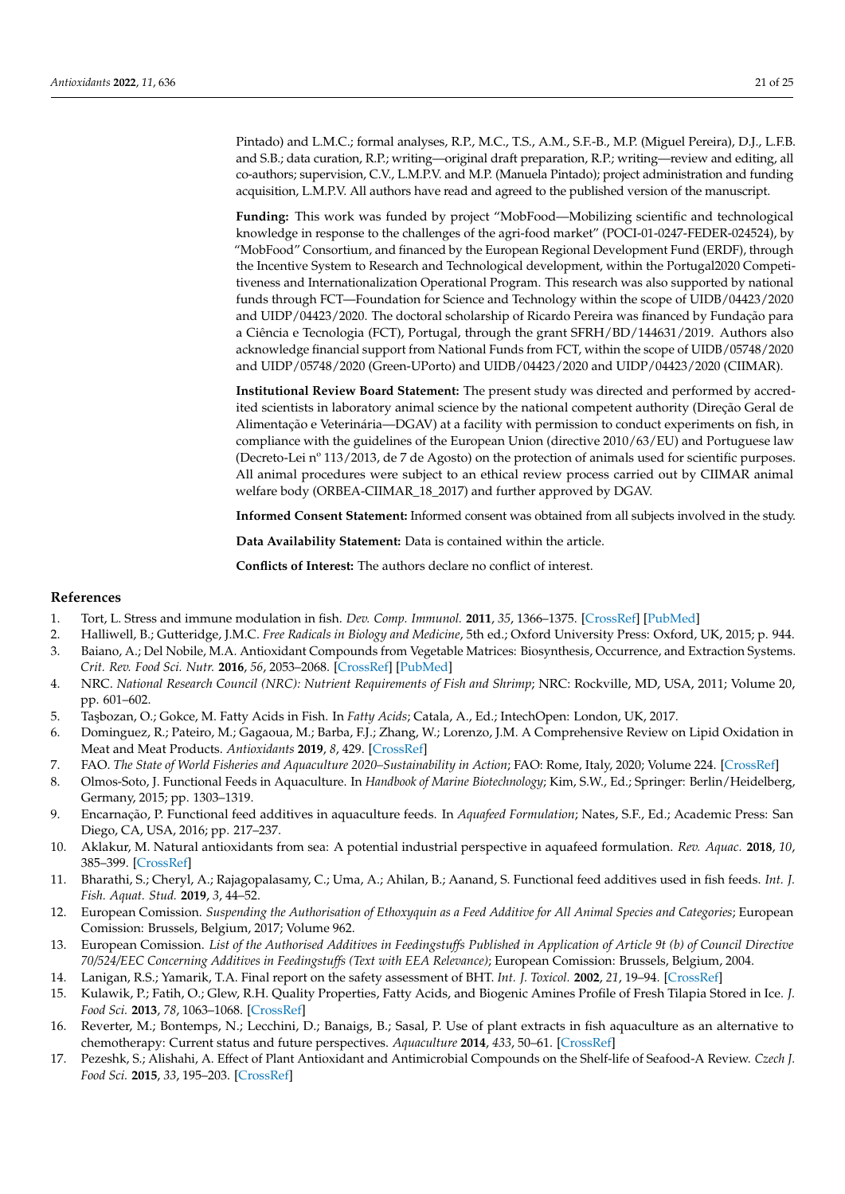Pintado) and L.M.C.; formal analyses, R.P., M.C., T.S., A.M., S.F.-B., M.P. (Miguel Pereira), D.J., L.F.B. and S.B.; data curation, R.P.; writing—original draft preparation, R.P.; writing—review and editing, all co-authors; supervision, C.V., L.M.P.V. and M.P. (Manuela Pintado); project administration and funding acquisition, L.M.P.V. All authors have read and agreed to the published version of the manuscript.

**Funding:** This work was funded by project "MobFood—Mobilizing scientific and technological knowledge in response to the challenges of the agri-food market" (POCI-01-0247-FEDER-024524), by "MobFood" Consortium, and financed by the European Regional Development Fund (ERDF), through the Incentive System to Research and Technological development, within the Portugal2020 Competitiveness and Internationalization Operational Program. This research was also supported by national funds through FCT—Foundation for Science and Technology within the scope of UIDB/04423/2020 and UIDP/04423/2020. The doctoral scholarship of Ricardo Pereira was financed by Fundação para a Ciência e Tecnologia (FCT), Portugal, through the grant SFRH/BD/144631/2019. Authors also acknowledge financial support from National Funds from FCT, within the scope of UIDB/05748/2020 and UIDP/05748/2020 (Green-UPorto) and UIDB/04423/2020 and UIDP/04423/2020 (CIIMAR).

**Institutional Review Board Statement:** The present study was directed and performed by accredited scientists in laboratory animal science by the national competent authority (Direção Geral de Alimentação e Veterinária—DGAV) at a facility with permission to conduct experiments on fish, in compliance with the guidelines of the European Union (directive 2010/63/EU) and Portuguese law (Decreto-Lei nº 113/2013, de 7 de Agosto) on the protection of animals used for scientific purposes. All animal procedures were subject to an ethical review process carried out by CIIMAR animal welfare body (ORBEA-CIIMAR_18_2017) and further approved by DGAV.

**Informed Consent Statement:** Informed consent was obtained from all subjects involved in the study.

**Data Availability Statement:** Data is contained within the article.

**Conflicts of Interest:** The authors declare no conflict of interest.

## References

1. Tort, L. Stress and immune modulation in fish. *Dev. Comp. Immunol.* **2011**, *35*, 1366–1375. [CrossRef] [PubMed]
2. Halliwell, B.; Gutteridge, J.M.C. *Free Radicals in Biology and Medicine*, 5th ed.; Oxford University Press: Oxford, UK, 2015; p. 944.
3. Baiano, A.; Del Nobile, M.A. Antioxidant Compounds from Vegetable Matrices: Biosynthesis, Occurrence, and Extraction Systems. *Crit. Rev. Food Sci. Nutr.* **2016**, *56*, 2053–2068. [CrossRef] [PubMed]
4. NRC. *National Research Council (NRC): Nutrient Requirements of Fish and Shrimp*; NRC: Rockville, MD, USA, 2011; Volume 20, pp. 601–602.
5. Taşbozan, O.; Gokce, M. Fatty Acids in Fish. In *Fatty Acids*; Catala, A., Ed.; IntechOpen: London, UK, 2017.
6. Dominguez, R.; Pateiro, M.; Gagaoua, M.; Barba, F.J.; Zhang, W.; Lorenzo, J.M. A Comprehensive Review on Lipid Oxidation in Meat and Meat Products. *Antioxidants* **2019**, *8*, 429. [CrossRef]
7. FAO. *The State of World Fisheries and Aquaculture 2020–Sustainability in Action*; FAO: Rome, Italy, 2020; Volume 224. [CrossRef]
8. Olmos-Soto, J. Functional Feeds in Aquaculture. In *Handbook of Marine Biotechnology*; Kim, S.W., Ed.; Springer: Berlin/Heidelberg, Germany, 2015; pp. 1303–1319.
9. Encarnação, P. Functional feed additives in aquaculture feeds. In *Aquafeed Formulation*; Nates, S.F., Ed.; Academic Press: San Diego, CA, USA, 2016; pp. 217–237.
10. Aklakur, M. Natural antioxidants from sea: A potential industrial perspective in aquafeed formulation. *Rev. Aquac.* **2018**, *10*, 385–399. [CrossRef]
11. Bharathi, S.; Cheryl, A.; Rajagopalasamy, C.; Uma, A.; Ahilan, B.; Aanand, S. Functional feed additives used in fish feeds. *Int. J. Fish. Aquat. Stud.* **2019**, *3*, 44–52.
12. European Comission. *Suspending the Authorisation of Ethoxyquin as a Feed Additive for All Animal Species and Categories*; European Comission: Brussels, Belgium, 2017; Volume 962.
13. European Comission. *List of the Authorised Additives in Feedingstuffs Published in Application of Article 9t (b) of Council Directive 70/524/EEC Concerning Additives in Feedingstuffs (Text with EEA Relevance)*; European Comission: Brussels, Belgium, 2004.
14. Lanigan, R.S.; Yamarik, T.A. Final report on the safety assessment of BHT. *Int. J. Toxicol.* **2002**, *21*, 19–94. [CrossRef]
15. Kulawik, P.; Fatih, O.; Glew, R.H. Quality Properties, Fatty Acids, and Biogenic Amines Profile of Fresh Tilapia Stored in Ice. *J. Food Sci.* **2013**, *78*, 1063–1068. [CrossRef]
16. Reverter, M.; Bontemps, N.; Lecchini, D.; Banaigs, B.; Sasal, P. Use of plant extracts in fish aquaculture as an alternative to chemotherapy: Current status and future perspectives. *Aquaculture* **2014**, *433*, 50–61. [CrossRef]
17. Pezeshk, S.; Alishahi, A. Effect of Plant Antioxidant and Antimicrobial Compounds on the Shelf-life of Seafood-A Review. *Czech J. Food Sci.* **2015**, *33*, 195–203. [CrossRef]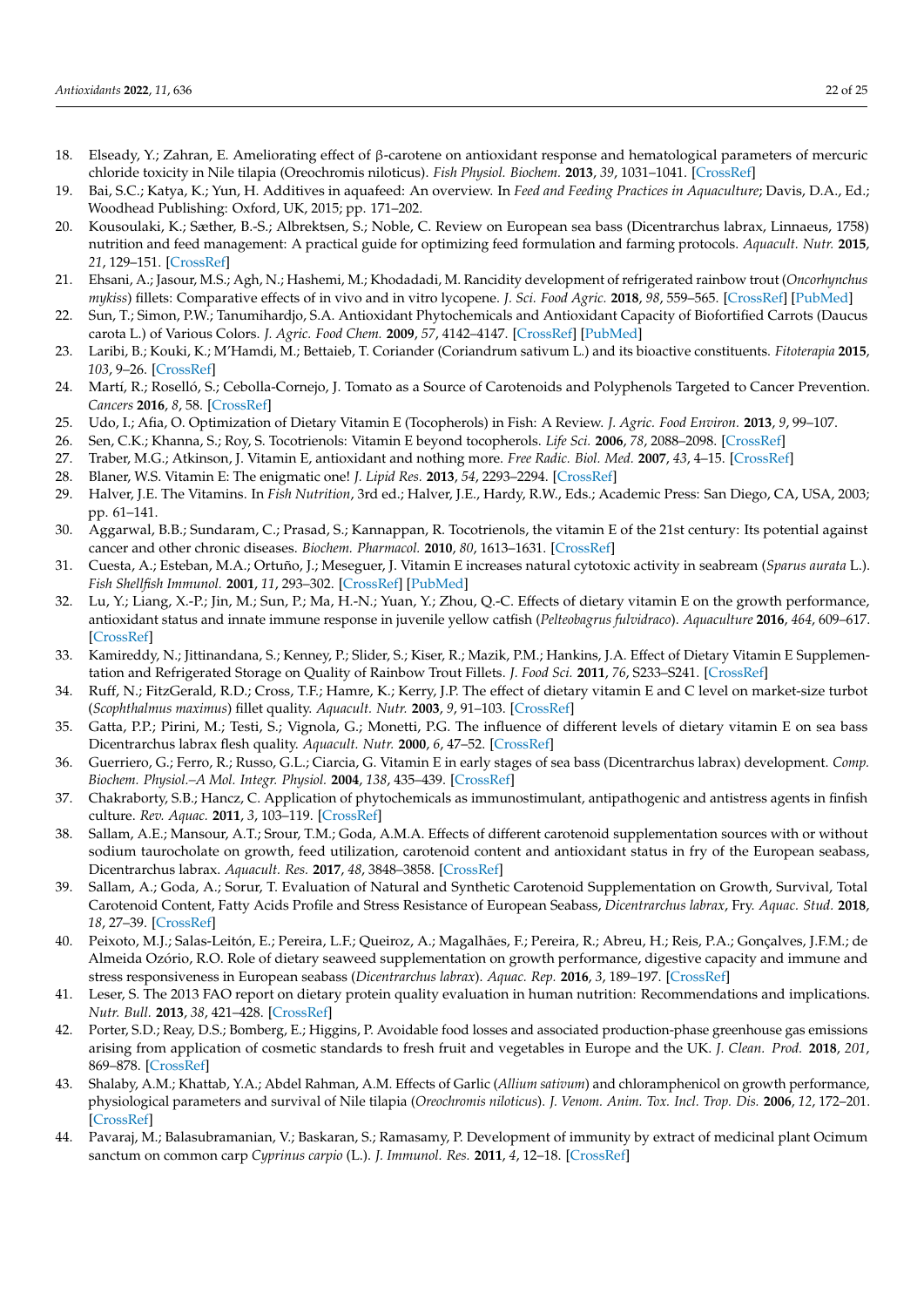18. Elseady, Y.; Zahran, E. Ameliorating effect of β-carotene on antioxidant response and hematological parameters of mercuric chloride toxicity in Nile tilapia (Oreochromis niloticus). *Fish Physiol. Biochem.* **2013**, *39*, 1031–1041. [CrossRef]
19. Bai, S.C.; Katya, K.; Yun, H. Additives in aquafeed: An overview. In *Feed and Feeding Practices in Aquaculture*; Davis, D.A., Ed.; Woodhead Publishing: Oxford, UK, 2015; pp. 171–202.
20. Kousoulaki, K.; Sæther, B.-S.; Albrektsen, S.; Noble, C. Review on European sea bass (Dicentrarchus labrax, Linnaeus, 1758) nutrition and feed management: A practical guide for optimizing feed formulation and farming protocols. *Aquacult. Nutr.* **2015**, *21*, 129–151. [CrossRef]
21. Ehsani, A.; Jasour, M.S.; Agh, N.; Hashemi, M.; Khodadadi, M. Rancidity development of refrigerated rainbow trout (*Oncorhynchus mykiss*) fillets: Comparative effects of in vivo and in vitro lycopene. *J. Sci. Food Agric.* **2018**, *98*, 559–565. [CrossRef] [PubMed]
22. Sun, T.; Simon, P.W.; Tanumihardjo, S.A. Antioxidant Phytochemicals and Antioxidant Capacity of Biofortified Carrots (Daucus carota L.) of Various Colors. *J. Agric. Food Chem.* **2009**, *57*, 4142–4147. [CrossRef] [PubMed]
23. Laribi, B.; Kouki, K.; M'Hamdi, M.; Bettaieb, T. Coriander (Coriandrum sativum L.) and its bioactive constituents. *Fitoterapia* **2015**, *103*, 9–26. [CrossRef]
24. Martí, R.; Roselló, S.; Cebolla-Cornejo, J. Tomato as a Source of Carotenoids and Polyphenols Targeted to Cancer Prevention. *Cancers* **2016**, *8*, 58. [CrossRef]
25. Udo, I.; Afia, O. Optimization of Dietary Vitamin E (Tocopherols) in Fish: A Review. *J. Agric. Food Environ.* **2013**, *9*, 99–107.
26. Sen, C.K.; Khanna, S.; Roy, S. Tocotrienols: Vitamin E beyond tocopherols. *Life Sci.* **2006**, *78*, 2088–2098. [CrossRef]
27. Traber, M.G.; Atkinson, J. Vitamin E, antioxidant and nothing more. *Free Radic. Biol. Med.* **2007**, *43*, 4–15. [CrossRef]
28. Blaner, W.S. Vitamin E: The enigmatic one! *J. Lipid Res.* **2013**, *54*, 2293–2294. [CrossRef]
29. Halver, J.E. The Vitamins. In *Fish Nutrition*, 3rd ed.; Halver, J.E., Hardy, R.W., Eds.; Academic Press: San Diego, CA, USA, 2003; pp. 61–141.
30. Aggarwal, B.B.; Sundaram, C.; Prasad, S.; Kannappan, R. Tocotrienols, the vitamin E of the 21st century: Its potential against cancer and other chronic diseases. *Biochem. Pharmacol.* **2010**, *80*, 1613–1631. [CrossRef]
31. Cuesta, A.; Esteban, M.A.; Ortuño, J.; Meseguer, J. Vitamin E increases natural cytotoxic activity in seabream (*Sparus aurata* L.). *Fish Shellfish Immunol.* **2001**, *11*, 293–302. [CrossRef] [PubMed]
32. Lu, Y.; Liang, X.-P.; Jin, M.; Sun, P.; Ma, H.-N.; Yuan, Y.; Zhou, Q.-C. Effects of dietary vitamin E on the growth performance, antioxidant status and innate immune response in juvenile yellow catfish (*Pelteobagrus fulvidraco*). *Aquaculture* **2016**, *464*, 609–617. [CrossRef]
33. Kamireddy, N.; Jittinandana, S.; Kenney, P.; Slider, S.; Kiser, R.; Mazik, P.M.; Hankins, J.A. Effect of Dietary Vitamin E Supplementation and Refrigerated Storage on Quality of Rainbow Trout Fillets. *J. Food Sci.* **2011**, *76*, S233–S241. [CrossRef]
34. Ruff, N.; FitzGerald, R.D.; Cross, T.F.; Hamre, K.; Kerry, J.P. The effect of dietary vitamin E and C level on market-size turbot (*Scophthalmus maximus*) fillet quality. *Aquacult. Nutr.* **2003**, *9*, 91–103. [CrossRef]
35. Gatta, P.P.; Pirini, M.; Testi, S.; Vignola, G.; Monetti, P.G. The influence of different levels of dietary vitamin E on sea bass Dicentrarchus labrax flesh quality. *Aquacult. Nutr.* **2000**, *6*, 47–52. [CrossRef]
36. Guerriero, G.; Ferro, R.; Russo, G.L.; Ciarcia, G. Vitamin E in early stages of sea bass (Dicentrarchus labrax) development. *Comp. Biochem. Physiol.–A Mol. Integr. Physiol.* **2004**, *138*, 435–439. [CrossRef]
37. Chakraborty, S.B.; Hancz, C. Application of phytochemicals as immunostimulant, antipathogenic and antistress agents in finfish culture. *Rev. Aquac.* **2011**, *3*, 103–119. [CrossRef]
38. Sallam, A.E.; Mansour, A.T.; Srour, T.M.; Goda, A.M.A. Effects of different carotenoid supplementation sources with or without sodium taurocholate on growth, feed utilization, carotenoid content and antioxidant status in fry of the European seabass, Dicentrarchus labrax. *Aquacult. Res.* **2017**, *48*, 3848–3858. [CrossRef]
39. Sallam, A.; Goda, A.; Sorur, T. Evaluation of Natural and Synthetic Carotenoid Supplementation on Growth, Survival, Total Carotenoid Content, Fatty Acids Profile and Stress Resistance of European Seabass, *Dicentrarchus labrax*, Fry. *Aquac. Stud.* **2018**, *18*, 27–39. [CrossRef]
40. Peixoto, M.J.; Salas-Leitón, E.; Pereira, L.F.; Queiroz, A.; Magalhães, F.; Pereira, R.; Abreu, H.; Reis, P.A.; Gonçalves, J.F.M.; de Almeida Ozório, R.O. Role of dietary seaweed supplementation on growth performance, digestive capacity and immune and stress responsiveness in European seabass (*Dicentrarchus labrax*). *Aquac. Rep.* **2016**, *3*, 189–197. [CrossRef]
41. Leser, S. The 2013 FAO report on dietary protein quality evaluation in human nutrition: Recommendations and implications. *Nutr. Bull.* **2013**, *38*, 421–428. [CrossRef]
42. Porter, S.D.; Reay, D.S.; Bomberg, E.; Higgins, P. Avoidable food losses and associated production-phase greenhouse gas emissions arising from application of cosmetic standards to fresh fruit and vegetables in Europe and the UK. *J. Clean. Prod.* **2018**, *201*, 869–878. [CrossRef]
43. Shalaby, A.M.; Khattab, Y.A.; Abdel Rahman, A.M. Effects of Garlic (*Allium sativum*) and chloramphenicol on growth performance, physiological parameters and survival of Nile tilapia (*Oreochromis niloticus*). *J. Venom. Anim. Tox. Incl. Trop. Dis.* **2006**, *12*, 172–201. [CrossRef]
44. Pavaraj, M.; Balasubramanian, V.; Baskaran, S.; Ramasamy, P. Development of immunity by extract of medicinal plant Ocimum sanctum on common carp *Cyprinus carpio* (L.). *J. Immunol. Res.* **2011**, *4*, 12–18. [CrossRef]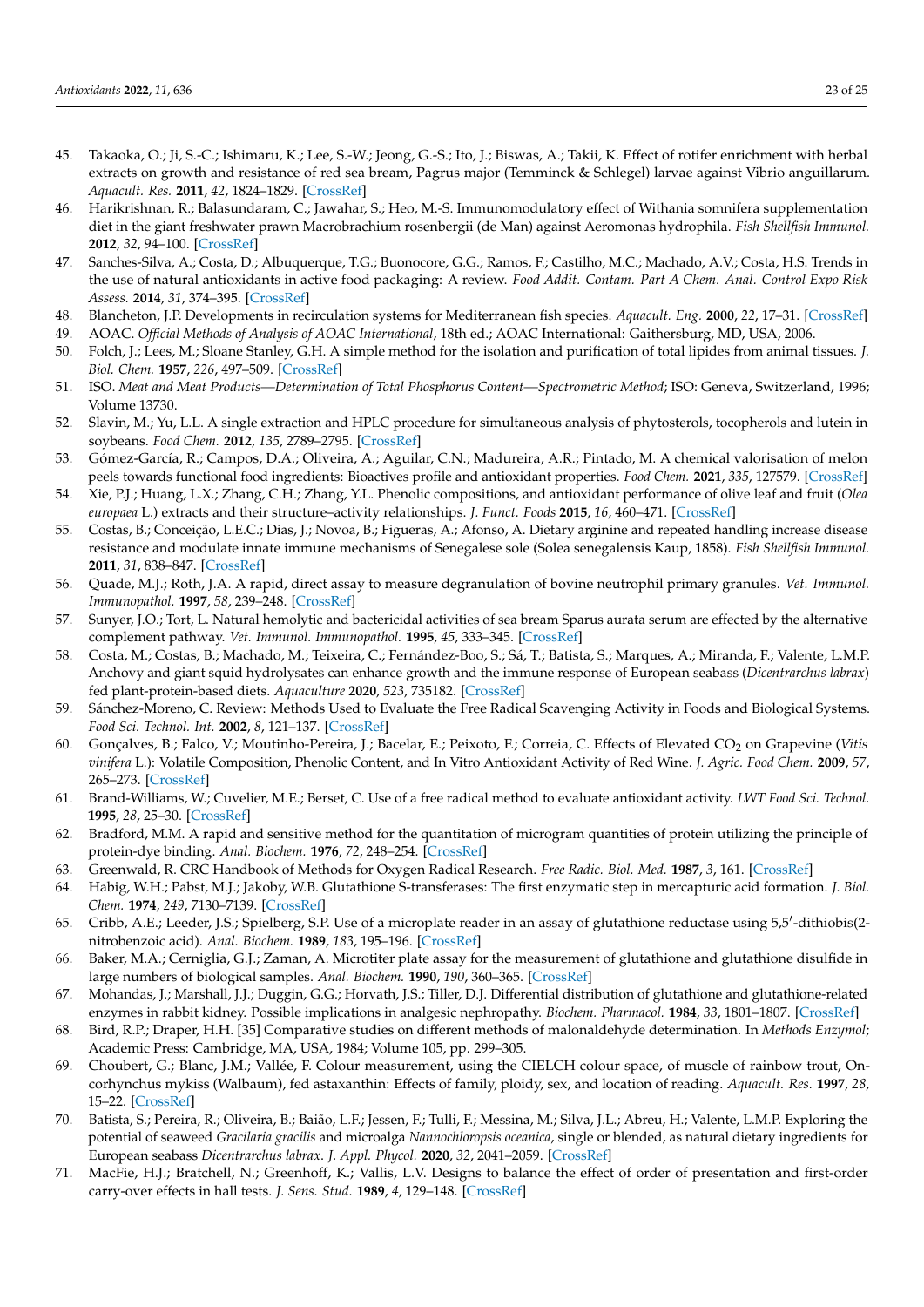45. Takaoka, O.; Ji, S.-C.; Ishimaru, K.; Lee, S.-W.; Jeong, G.-S.; Ito, J.; Biswas, A.; Takii, K. Effect of rotifer enrichment with herbal extracts on growth and resistance of red sea bream, Pagrus major (Temminck & Schlegel) larvae against Vibrio anguillarum. *Aquacult. Res.* **2011**, *42*, 1824–1829. [CrossRef]
46. Harikrishnan, R.; Balasundaram, C.; Jawahar, S.; Heo, M.-S. Immunomodulatory effect of Withania somnifera supplementation diet in the giant freshwater prawn Macrobrachium rosenbergii (de Man) against Aeromonas hydrophila. *Fish Shellfish Immunol.* **2012**, *32*, 94–100. [CrossRef]
47. Sanches-Silva, A.; Costa, D.; Albuquerque, T.G.; Buonocore, G.G.; Ramos, F.; Castilho, M.C.; Machado, A.V.; Costa, H.S. Trends in the use of natural antioxidants in active food packaging: A review. *Food Addit. Contam. Part A Chem. Anal. Control Expo Risk Assess.* **2014**, *31*, 374–395. [CrossRef]
48. Blancheton, J.P. Developments in recirculation systems for Mediterranean fish species. *Aquacult. Eng.* **2000**, *22*, 17–31. [CrossRef]
49. AOAC. *Official Methods of Analysis of AOAC International*, 18th ed.; AOAC International: Gaithersburg, MD, USA, 2006.
50. Folch, J.; Lees, M.; Sloane Stanley, G.H. A simple method for the isolation and purification of total lipides from animal tissues. *J. Biol. Chem.* **1957**, *226*, 497–509. [CrossRef]
51. ISO. *Meat and Meat Products—Determination of Total Phosphorus Content—Spectrometric Method*; ISO: Geneva, Switzerland, 1996; Volume 13730.
52. Slavin, M.; Yu, L.L. A single extraction and HPLC procedure for simultaneous analysis of phytosterols, tocopherols and lutein in soybeans. *Food Chem.* **2012**, *135*, 2789–2795. [CrossRef]
53. Gómez-García, R.; Campos, D.A.; Oliveira, A.; Aguilar, C.N.; Madureira, A.R.; Pintado, M. A chemical valorisation of melon peels towards functional food ingredients: Bioactives profile and antioxidant properties. *Food Chem.* **2021**, *335*, 127579. [CrossRef]
54. Xie, P.J.; Huang, L.X.; Zhang, C.H.; Zhang, Y.L. Phenolic compositions, and antioxidant performance of olive leaf and fruit (*Olea europaea* L.) extracts and their structure–activity relationships. *J. Funct. Foods* **2015**, *16*, 460–471. [CrossRef]
55. Costas, B.; Conceição, L.E.C.; Dias, J.; Novoa, B.; Figueras, A.; Afonso, A. Dietary arginine and repeated handling increase disease resistance and modulate innate immune mechanisms of Senegalese sole (Solea senegalensis Kaup, 1858). *Fish Shellfish Immunol.* **2011**, *31*, 838–847. [CrossRef]
56. Quade, M.J.; Roth, J.A. A rapid, direct assay to measure degranulation of bovine neutrophil primary granules. *Vet. Immunol. Immunopathol.* **1997**, *58*, 239–248. [CrossRef]
57. Sunyer, J.O.; Tort, L. Natural hemolytic and bactericidal activities of sea bream Sparus aurata serum are effected by the alternative complement pathway. *Vet. Immunol. Immunopathol.* **1995**, *45*, 333–345. [CrossRef]
58. Costa, M.; Costas, B.; Machado, M.; Teixeira, C.; Fernández-Boo, S.; Sá, T.; Batista, S.; Marques, A.; Miranda, F.; Valente, L.M.P. Anchovy and giant squid hydrolysates can enhance growth and the immune response of European seabass (*Dicentrarchus labrax*) fed plant-protein-based diets. *Aquaculture* **2020**, *523*, 735182. [CrossRef]
59. Sánchez-Moreno, C. Review: Methods Used to Evaluate the Free Radical Scavenging Activity in Foods and Biological Systems. *Food Sci. Technol. Int.* **2002**, *8*, 121–137. [CrossRef]
60. Gonçalves, B.; Falco, V.; Moutinho-Pereira, J.; Bacelar, E.; Peixoto, F.; Correia, C. Effects of Elevated $CO_2$ on Grapevine (*Vitis vinifera* L.): Volatile Composition, Phenolic Content, and In Vitro Antioxidant Activity of Red Wine. *J. Agric. Food Chem.* **2009**, *57*, 265–273. [CrossRef]
61. Brand-Williams, W.; Cuvelier, M.E.; Berset, C. Use of a free radical method to evaluate antioxidant activity. *LWT Food Sci. Technol.* **1995**, *28*, 25–30. [CrossRef]
62. Bradford, M.M. A rapid and sensitive method for the quantitation of microgram quantities of protein utilizing the principle of protein-dye binding. *Anal. Biochem.* **1976**, *72*, 248–254. [CrossRef]
63. Greenwald, R. CRC Handbook of Methods for Oxygen Radical Research. *Free Radic. Biol. Med.* **1987**, *3*, 161. [CrossRef]
64. Habig, W.H.; Pabst, M.J.; Jakoby, W.B. Glutathione S-transferases: The first enzymatic step in mercapturic acid formation. *J. Biol. Chem.* **1974**, *249*, 7130–7139. [CrossRef]
65. Cribb, A.E.; Leeder, J.S.; Spielberg, S.P. Use of a microplate reader in an assay of glutathione reductase using 5,5′-dithiobis(2-nitrobenzoic acid). *Anal. Biochem.* **1989**, *183*, 195–196. [CrossRef]
66. Baker, M.A.; Cerniglia, G.J.; Zaman, A. Microtiter plate assay for the measurement of glutathione and glutathione disulfide in large numbers of biological samples. *Anal. Biochem.* **1990**, *190*, 360–365. [CrossRef]
67. Mohandas, J.; Marshall, J.J.; Duggin, G.G.; Horvath, J.S.; Tiller, D.J. Differential distribution of glutathione and glutathione-related enzymes in rabbit kidney. Possible implications in analgesic nephropathy. *Biochem. Pharmacol.* **1984**, *33*, 1801–1807. [CrossRef]
68. Bird, R.P.; Draper, H.H. [35] Comparative studies on different methods of malonaldehyde determination. In *Methods Enzymol*; Academic Press: Cambridge, MA, USA, 1984; Volume 105, pp. 299–305.
69. Choubert, G.; Blanc, J.M.; Vallée, F. Colour measurement, using the CIELCH colour space, of muscle of rainbow trout, Oncorhynchus mykiss (Walbaum), fed astaxanthin: Effects of family, ploidy, sex, and location of reading. *Aquacult. Res.* **1997**, *28*, 15–22. [CrossRef]
70. Batista, S.; Pereira, R.; Oliveira, B.; Baião, L.F.; Jessen, F.; Tulli, F.; Messina, M.; Silva, J.L.; Abreu, H.; Valente, L.M.P. Exploring the potential of seaweed *Gracilaria gracilis* and microalga *Nannochloropsis oceanica*, single or blended, as natural dietary ingredients for European seabass *Dicentrarchus labrax*. *J. Appl. Phycol.* **2020**, *32*, 2041–2059. [CrossRef]
71. MacFie, H.J.; Bratchell, N.; Greenhoff, K.; Vallis, L.V. Designs to balance the effect of order of presentation and first-order carry-over effects in hall tests. *J. Sens. Stud.* **1989**, *4*, 129–148. [CrossRef]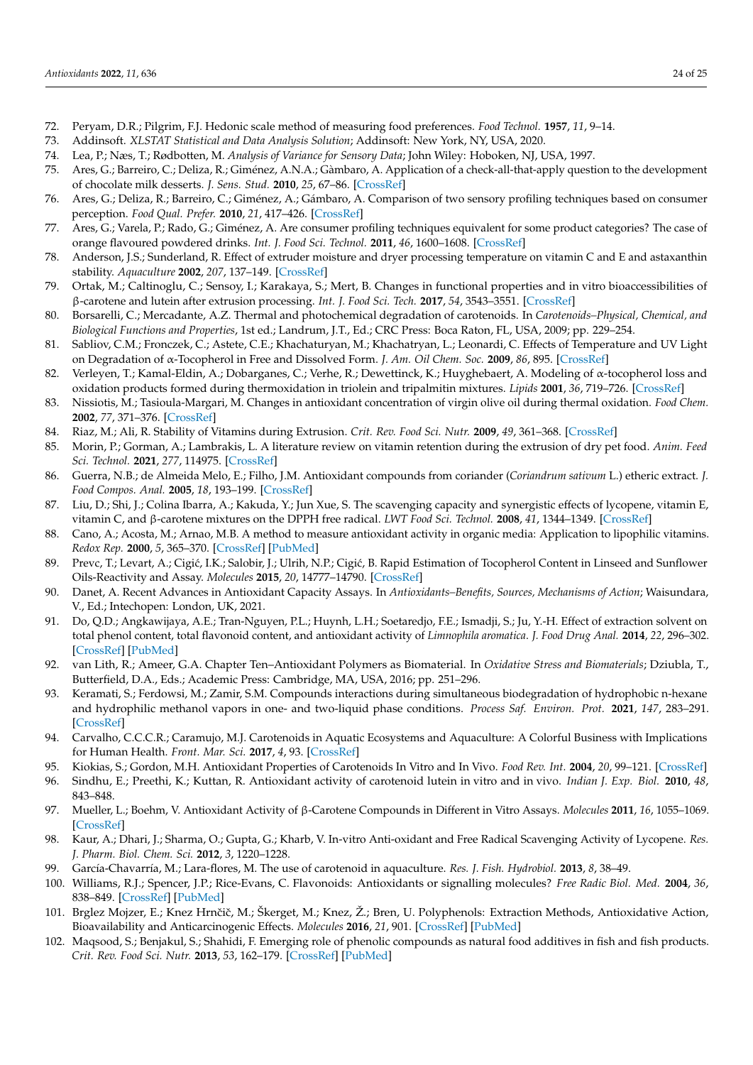72. Peryam, D.R.; Pilgrim, F.J. Hedonic scale method of measuring food preferences. *Food Technol.* **1957**, *11*, 9–14.
73. Addinsoft. *XLSTAT Statistical and Data Analysis Solution*; Addinsoft: New York, NY, USA, 2020.
74. Lea, P.; Næs, T.; Rødbotten, M. *Analysis of Variance for Sensory Data*; John Wiley: Hoboken, NJ, USA, 1997.
75. Ares, G.; Barreiro, C.; Deliza, R.; Giménez, A.N.A.; Gàmbaro, A. Application of a check-all-that-apply question to the development of chocolate milk desserts. *J. Sens. Stud.* **2010**, *25*, 67–86. [CrossRef]
76. Ares, G.; Deliza, R.; Barreiro, C.; Giménez, A.; Gámbaro, A. Comparison of two sensory profiling techniques based on consumer perception. *Food Qual. Prefer.* **2010**, *21*, 417–426. [CrossRef]
77. Ares, G.; Varela, P.; Rado, G.; Giménez, A. Are consumer profiling techniques equivalent for some product categories? The case of orange flavoured powdered drinks. *Int. J. Food Sci. Technol.* **2011**, *46*, 1600–1608. [CrossRef]
78. Anderson, J.S.; Sunderland, R. Effect of extruder moisture and dryer processing temperature on vitamin C and E and astaxanthin stability. *Aquaculture* **2002**, *207*, 137–149. [CrossRef]
79. Ortak, M.; Caltinoglu, C.; Sensoy, I.; Karakaya, S.; Mert, B. Changes in functional properties and in vitro bioaccessibilities of β-carotene and lutein after extrusion processing. *Int. J. Food Sci. Tech.* **2017**, *54*, 3543–3551. [CrossRef]
80. Borsarelli, C.; Mercadante, A.Z. Thermal and photochemical degradation of carotenoids. In *Carotenoids–Physical, Chemical, and Biological Functions and Properties*, 1st ed.; Landrum, J.T., Ed.; CRC Press: Boca Raton, FL, USA, 2009; pp. 229–254.
81. Sabliov, C.M.; Fronczek, C.; Astete, C.E.; Khachaturyan, M.; Khachatryan, L.; Leonardi, C. Effects of Temperature and UV Light on Degradation of α-Tocopherol in Free and Dissolved Form. *J. Am. Oil Chem. Soc.* **2009**, *86*, 895. [CrossRef]
82. Verleyen, T.; Kamal-Eldin, A.; Dobarganes, C.; Verhe, R.; Dewettinck, K.; Huyghebaert, A. Modeling of α-tocopherol loss and oxidation products formed during thermoxidation in triolein and tripalmitin mixtures. *Lipids* **2001**, *36*, 719–726. [CrossRef]
83. Nissiotis, M.; Tasioula-Margari, M. Changes in antioxidant concentration of virgin olive oil during thermal oxidation. *Food Chem.* **2002**, *77*, 371–376. [CrossRef]
84. Riaz, M.; Ali, R. Stability of Vitamins during Extrusion. *Crit. Rev. Food Sci. Nutr.* **2009**, *49*, 361–368. [CrossRef]
85. Morin, P.; Gorman, A.; Lambrakis, L. A literature review on vitamin retention during the extrusion of dry pet food. *Anim. Feed Sci. Technol.* **2021**, *277*, 114975. [CrossRef]
86. Guerra, N.B.; de Almeida Melo, E.; Filho, J.M. Antioxidant compounds from coriander (*Coriandrum sativum* L.) etheric extract. *J. Food Compos. Anal.* **2005**, *18*, 193–199. [CrossRef]
87. Liu, D.; Shi, J.; Colina Ibarra, A.; Kakuda, Y.; Jun Xue, S. The scavenging capacity and synergistic effects of lycopene, vitamin E, vitamin C, and β-carotene mixtures on the DPPH free radical. *LWT Food Sci. Technol.* **2008**, *41*, 1344–1349. [CrossRef]
88. Cano, A.; Acosta, M.; Arnao, M.B. A method to measure antioxidant activity in organic media: Application to lipophilic vitamins. *Redox Rep.* **2000**, *5*, 365–370. [CrossRef] [PubMed]
89. Prevc, T.; Levart, A.; Cigić, I.K.; Salobir, J.; Ulrih, N.P.; Cigić, B. Rapid Estimation of Tocopherol Content in Linseed and Sunflower Oils-Reactivity and Assay. *Molecules* **2015**, *20*, 14777–14790. [CrossRef]
90. Danet, A. Recent Advances in Antioxidant Capacity Assays. In *Antioxidants–Benefits, Sources, Mechanisms of Action*; Waisundara, V., Ed.; Intechopen: London, UK, 2021.
91. Do, Q.D.; Angkawijaya, A.E.; Tran-Nguyen, P.L.; Huynh, L.H.; Soetaredjo, F.E.; Ismadji, S.; Ju, Y.-H. Effect of extraction solvent on total phenol content, total flavonoid content, and antioxidant activity of *Limnophila aromatica*. *J. Food Drug Anal.* **2014**, *22*, 296–302. [CrossRef] [PubMed]
92. van Lith, R.; Ameer, G.A. Chapter Ten–Antioxidant Polymers as Biomaterial. In *Oxidative Stress and Biomaterials*; Dziubla, T., Butterfield, D.A., Eds.; Academic Press: Cambridge, MA, USA, 2016; pp. 251–296.
93. Keramati, S.; Ferdowsi, M.; Zamir, S.M. Compounds interactions during simultaneous biodegradation of hydrophobic n-hexane and hydrophilic methanol vapors in one- and two-liquid phase conditions. *Process Saf. Environ. Prot.* **2021**, *147*, 283–291. [CrossRef]
94. Carvalho, C.C.C.R.; Caramujo, M.J. Carotenoids in Aquatic Ecosystems and Aquaculture: A Colorful Business with Implications for Human Health. *Front. Mar. Sci.* **2017**, *4*, 93. [CrossRef]
95. Kiokias, S.; Gordon, M.H. Antioxidant Properties of Carotenoids In Vitro and In Vivo. *Food Rev. Int.* **2004**, *20*, 99–121. [CrossRef]
96. Sindhu, E.; Preethi, K.; Kuttan, R. Antioxidant activity of carotenoid lutein in vitro and in vivo. *Indian J. Exp. Biol.* **2010**, *48*, 843–848.
97. Mueller, L.; Boehm, V. Antioxidant Activity of β-Carotene Compounds in Different in Vitro Assays. *Molecules* **2011**, *16*, 1055–1069. [CrossRef]
98. Kaur, A.; Dhari, J.; Sharma, O.; Gupta, G.; Kharb, V. In-vitro Anti-oxidant and Free Radical Scavenging Activity of Lycopene. *Res. J. Pharm. Biol. Chem. Sci.* **2012**, *3*, 1220–1228.
99. García-Chavarría, M.; Lara-flores, M. The use of carotenoid in aquaculture. *Res. J. Fish. Hydrobiol.* **2013**, *8*, 38–49.
100. Williams, R.J.; Spencer, J.P.; Rice-Evans, C. Flavonoids: Antioxidants or signalling molecules? *Free Radic Biol. Med.* **2004**, *36*, 838–849. [CrossRef] [PubMed]
101. Brglez Mojzer, E.; Knez Hrnčič, M.; Škerget, M.; Knez, Ž.; Bren, U. Polyphenols: Extraction Methods, Antioxidative Action, Bioavailability and Anticarcinogenic Effects. *Molecules* **2016**, *21*, 901. [CrossRef] [PubMed]
102. Maqsood, S.; Benjakul, S.; Shahidi, F. Emerging role of phenolic compounds as natural food additives in fish and fish products. *Crit. Rev. Food Sci. Nutr.* **2013**, *53*, 162–179. [CrossRef] [PubMed]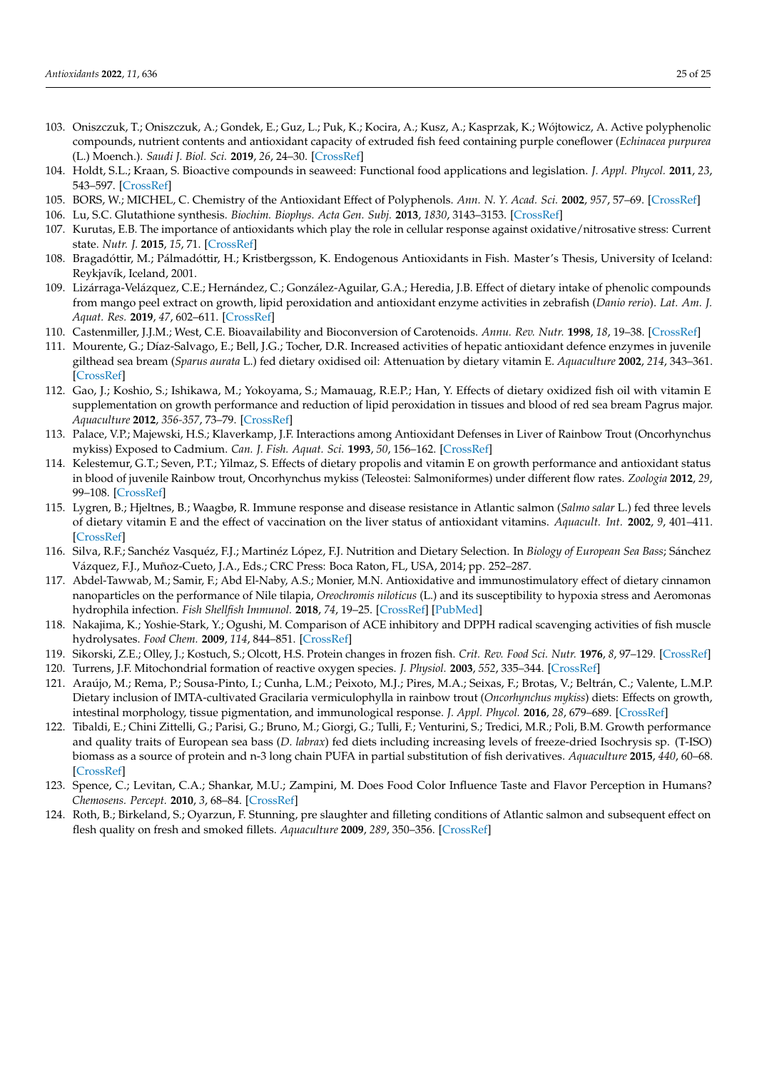103. Oniszczuk, T.; Oniszczuk, A.; Gondek, E.; Guz, L.; Puk, K.; Kocira, A.; Kusz, A.; Kasprzak, K.; Wójtowicz, A. Active polyphenolic compounds, nutrient contents and antioxidant capacity of extruded fish feed containing purple coneflower (*Echinacea purpurea* (L.) Moench.). *Saudi J. Biol. Sci.* **2019**, *26*, 24–30. [CrossRef]
104. Holdt, S.L.; Kraan, S. Bioactive compounds in seaweed: Functional food applications and legislation. *J. Appl. Phycol.* **2011**, *23*, 543–597. [CrossRef]
105. BORS, W.; MICHEL, C. Chemistry of the Antioxidant Effect of Polyphenols. *Ann. N. Y. Acad. Sci.* **2002**, *957*, 57–69. [CrossRef]
106. Lu, S.C. Glutathione synthesis. *Biochim. Biophys. Acta Gen. Subj.* **2013**, *1830*, 3143–3153. [CrossRef]
107. Kurutas, E.B. The importance of antioxidants which play the role in cellular response against oxidative/nitrosative stress: Current state. *Nutr. J.* **2015**, *15*, 71. [CrossRef]
108. Bragadóttir, M.; Pálmadóttir, H.; Kristbergsson, K. Endogenous Antioxidants in Fish. Master's Thesis, University of Iceland: Reykjavík, Iceland, 2001.
109. Lizárraga-Velázquez, C.E.; Hernández, C.; González-Aguilar, G.A.; Heredia, J.B. Effect of dietary intake of phenolic compounds from mango peel extract on growth, lipid peroxidation and antioxidant enzyme activities in zebrafish (*Danio rerio*). *Lat. Am. J. Aquat. Res.* **2019**, *47*, 602–611. [CrossRef]
110. Castenmiller, J.J.M.; West, C.E. Bioavailability and Bioconversion of Carotenoids. *Annu. Rev. Nutr.* **1998**, *18*, 19–38. [CrossRef]
111. Mourente, G.; Díaz-Salvago, E.; Bell, J.G.; Tocher, D.R. Increased activities of hepatic antioxidant defence enzymes in juvenile gilthead sea bream (*Sparus aurata* L.) fed dietary oxidised oil: Attenuation by dietary vitamin E. *Aquaculture* **2002**, *214*, 343–361. [CrossRef]
112. Gao, J.; Koshio, S.; Ishikawa, M.; Yokoyama, S.; Mamauag, R.E.P.; Han, Y. Effects of dietary oxidized fish oil with vitamin E supplementation on growth performance and reduction of lipid peroxidation in tissues and blood of red sea bream Pagrus major. *Aquaculture* **2012**, *356-357*, 73–79. [CrossRef]
113. Palace, V.P.; Majewski, H.S.; Klaverkamp, J.F. Interactions among Antioxidant Defenses in Liver of Rainbow Trout (Oncorhynchus mykiss) Exposed to Cadmium. *Can. J. Fish. Aquat. Sci.* **1993**, *50*, 156–162. [CrossRef]
114. Kelestemur, G.T.; Seven, P.T.; Yilmaz, S. Effects of dietary propolis and vitamin E on growth performance and antioxidant status in blood of juvenile Rainbow trout, Oncorhynchus mykiss (Teleostei: Salmoniformes) under different flow rates. *Zoologia* **2012**, *29*, 99–108. [CrossRef]
115. Lygren, B.; Hjeltnes, B.; Waagbø, R. Immune response and disease resistance in Atlantic salmon (*Salmo salar* L.) fed three levels of dietary vitamin E and the effect of vaccination on the liver status of antioxidant vitamins. *Aquacult. Int.* **2002**, *9*, 401–411. [CrossRef]
116. Silva, R.F.; Sanchéz Vasquéz, F.J.; Martinéz López, F.J. Nutrition and Dietary Selection. In *Biology of European Sea Bass*; Sánchez Vázquez, F.J., Muñoz-Cueto, J.A., Eds.; CRC Press: Boca Raton, FL, USA, 2014; pp. 252–287.
117. Abdel-Tawwab, M.; Samir, F.; Abd El-Naby, A.S.; Monier, M.N. Antioxidative and immunostimulatory effect of dietary cinnamon nanoparticles on the performance of Nile tilapia, *Oreochromis niloticus* (L.) and its susceptibility to hypoxia stress and Aeromonas hydrophila infection. *Fish Shellfish Immunol.* **2018**, *74*, 19–25. [CrossRef] [PubMed]
118. Nakajima, K.; Yoshie-Stark, Y.; Ogushi, M. Comparison of ACE inhibitory and DPPH radical scavenging activities of fish muscle hydrolysates. *Food Chem.* **2009**, *114*, 844–851. [CrossRef]
119. Sikorski, Z.E.; Olley, J.; Kostuch, S.; Olcott, H.S. Protein changes in frozen fish. *Crit. Rev. Food Sci. Nutr.* **1976**, *8*, 97–129. [CrossRef]
120. Turrens, J.F. Mitochondrial formation of reactive oxygen species. *J. Physiol.* **2003**, *552*, 335–344. [CrossRef]
121. Araújo, M.; Rema, P.; Sousa-Pinto, I.; Cunha, L.M.; Peixoto, M.J.; Pires, M.A.; Seixas, F.; Brotas, V.; Beltrán, C.; Valente, L.M.P. Dietary inclusion of IMTA-cultivated Gracilaria vermiculophylla in rainbow trout (*Oncorhynchus mykiss*) diets: Effects on growth, intestinal morphology, tissue pigmentation, and immunological response. *J. Appl. Phycol.* **2016**, *28*, 679–689. [CrossRef]
122. Tibaldi, E.; Chini Zittelli, G.; Parisi, G.; Bruno, M.; Giorgi, G.; Tulli, F.; Venturini, S.; Tredici, M.R.; Poli, B.M. Growth performance and quality traits of European sea bass (*D. labrax*) fed diets including increasing levels of freeze-dried Isochrysis sp. (T-ISO) biomass as a source of protein and n-3 long chain PUFA in partial substitution of fish derivatives. *Aquaculture* **2015**, *440*, 60–68. [CrossRef]
123. Spence, C.; Levitan, C.A.; Shankar, M.U.; Zampini, M. Does Food Color Influence Taste and Flavor Perception in Humans? *Chemosens. Percept.* **2010**, *3*, 68–84. [CrossRef]
124. Roth, B.; Birkeland, S.; Oyarzun, F. Stunning, pre slaughter and filleting conditions of Atlantic salmon and subsequent effect on flesh quality on fresh and smoked fillets. *Aquaculture* **2009**, *289*, 350–356. [CrossRef]